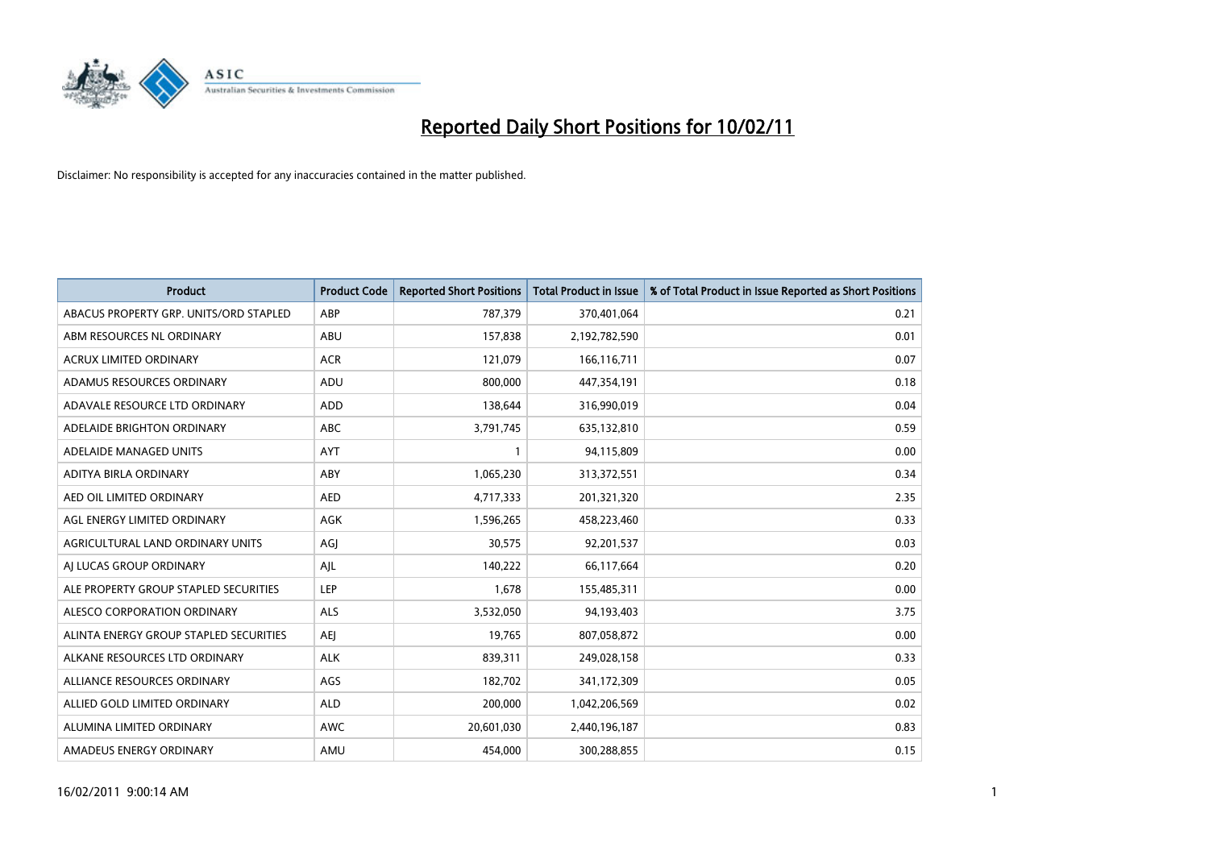# Reported Daily Short Positions for 10/02/11

Disclaimer: No responsibility is accepted for any inaccuracies contained in the matter published.

| Product | Product Code | Reported Short Positions | Total Product in Issue | % of Total Product in Issue Reported as Short Positions |
|---|---|---|---|---|
| ABACUS PROPERTY GRP. UNITS/ORD STAPLED | ABP | 787,379 | 370,401,064 | 0.21 |
| ABM RESOURCES NL ORDINARY | ABU | 157,838 | 2,192,782,590 | 0.01 |
| ACRUX LIMITED ORDINARY | ACR | 121,079 | 166,116,711 | 0.07 |
| ADAMUS RESOURCES ORDINARY | ADU | 800,000 | 447,354,191 | 0.18 |
| ADAVALE RESOURCE LTD ORDINARY | ADD | 138,644 | 316,990,019 | 0.04 |
| ADELAIDE BRIGHTON ORDINARY | ABC | 3,791,745 | 635,132,810 | 0.59 |
| ADELAIDE MANAGED UNITS | AYT | 1 | 94,115,809 | 0.00 |
| ADITYA BIRLA ORDINARY | ABY | 1,065,230 | 313,372,551 | 0.34 |
| AED OIL LIMITED ORDINARY | AED | 4,717,333 | 201,321,320 | 2.35 |
| AGL ENERGY LIMITED ORDINARY | AGK | 1,596,265 | 458,223,460 | 0.33 |
| AGRICULTURAL LAND ORDINARY UNITS | AGJ | 30,575 | 92,201,537 | 0.03 |
| AJ LUCAS GROUP ORDINARY | AJL | 140,222 | 66,117,664 | 0.20 |
| ALE PROPERTY GROUP STAPLED SECURITIES | LEP | 1,678 | 155,485,311 | 0.00 |
| ALESCO CORPORATION ORDINARY | ALS | 3,532,050 | 94,193,403 | 3.75 |
| ALINTA ENERGY GROUP STAPLED SECURITIES | AEJ | 19,765 | 807,058,872 | 0.00 |
| ALKANE RESOURCES LTD ORDINARY | ALK | 839,311 | 249,028,158 | 0.33 |
| ALLIANCE RESOURCES ORDINARY | AGS | 182,702 | 341,172,309 | 0.05 |
| ALLIED GOLD LIMITED ORDINARY | ALD | 200,000 | 1,042,206,569 | 0.02 |
| ALUMINA LIMITED ORDINARY | AWC | 20,601,030 | 2,440,196,187 | 0.83 |
| AMADEUS ENERGY ORDINARY | AMU | 454,000 | 300,288,855 | 0.15 |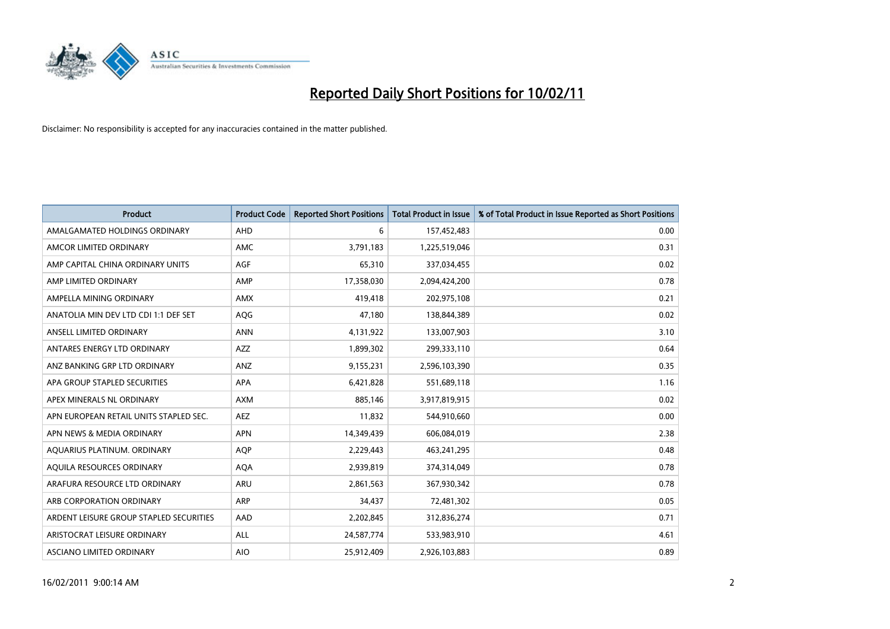# Reported Daily Short Positions for 10/02/11

Disclaimer: No responsibility is accepted for any inaccuracies contained in the matter published.

| Product | Product Code | Reported Short Positions | Total Product in Issue | % of Total Product in Issue Reported as Short Positions |
|---|---|---|---|---|
| AMALGAMATED HOLDINGS ORDINARY | AHD | 6 | 157,452,483 | 0.00 |
| AMCOR LIMITED ORDINARY | AMC | 3,791,183 | 1,225,519,046 | 0.31 |
| AMP CAPITAL CHINA ORDINARY UNITS | AGF | 65,310 | 337,034,455 | 0.02 |
| AMP LIMITED ORDINARY | AMP | 17,358,030 | 2,094,424,200 | 0.78 |
| AMPELLA MINING ORDINARY | AMX | 419,418 | 202,975,108 | 0.21 |
| ANATOLIA MIN DEV LTD CDI 1:1 DEF SET | AQG | 47,180 | 138,844,389 | 0.02 |
| ANSELL LIMITED ORDINARY | ANN | 4,131,922 | 133,007,903 | 3.10 |
| ANTARES ENERGY LTD ORDINARY | AZZ | 1,899,302 | 299,333,110 | 0.64 |
| ANZ BANKING GRP LTD ORDINARY | ANZ | 9,155,231 | 2,596,103,390 | 0.35 |
| APA GROUP STAPLED SECURITIES | APA | 6,421,828 | 551,689,118 | 1.16 |
| APEX MINERALS NL ORDINARY | AXM | 885,146 | 3,917,819,915 | 0.02 |
| APN EUROPEAN RETAIL UNITS STAPLED SEC. | AEZ | 11,832 | 544,910,660 | 0.00 |
| APN NEWS & MEDIA ORDINARY | APN | 14,349,439 | 606,084,019 | 2.38 |
| AQUARIUS PLATINUM. ORDINARY | AQP | 2,229,443 | 463,241,295 | 0.48 |
| AQUILA RESOURCES ORDINARY | AQA | 2,939,819 | 374,314,049 | 0.78 |
| ARAFURA RESOURCE LTD ORDINARY | ARU | 2,861,563 | 367,930,342 | 0.78 |
| ARB CORPORATION ORDINARY | ARP | 34,437 | 72,481,302 | 0.05 |
| ARDENT LEISURE GROUP STAPLED SECURITIES | AAD | 2,202,845 | 312,836,274 | 0.71 |
| ARISTOCRAT LEISURE ORDINARY | ALL | 24,587,774 | 533,983,910 | 4.61 |
| ASCIANO LIMITED ORDINARY | AIO | 25,912,409 | 2,926,103,883 | 0.89 |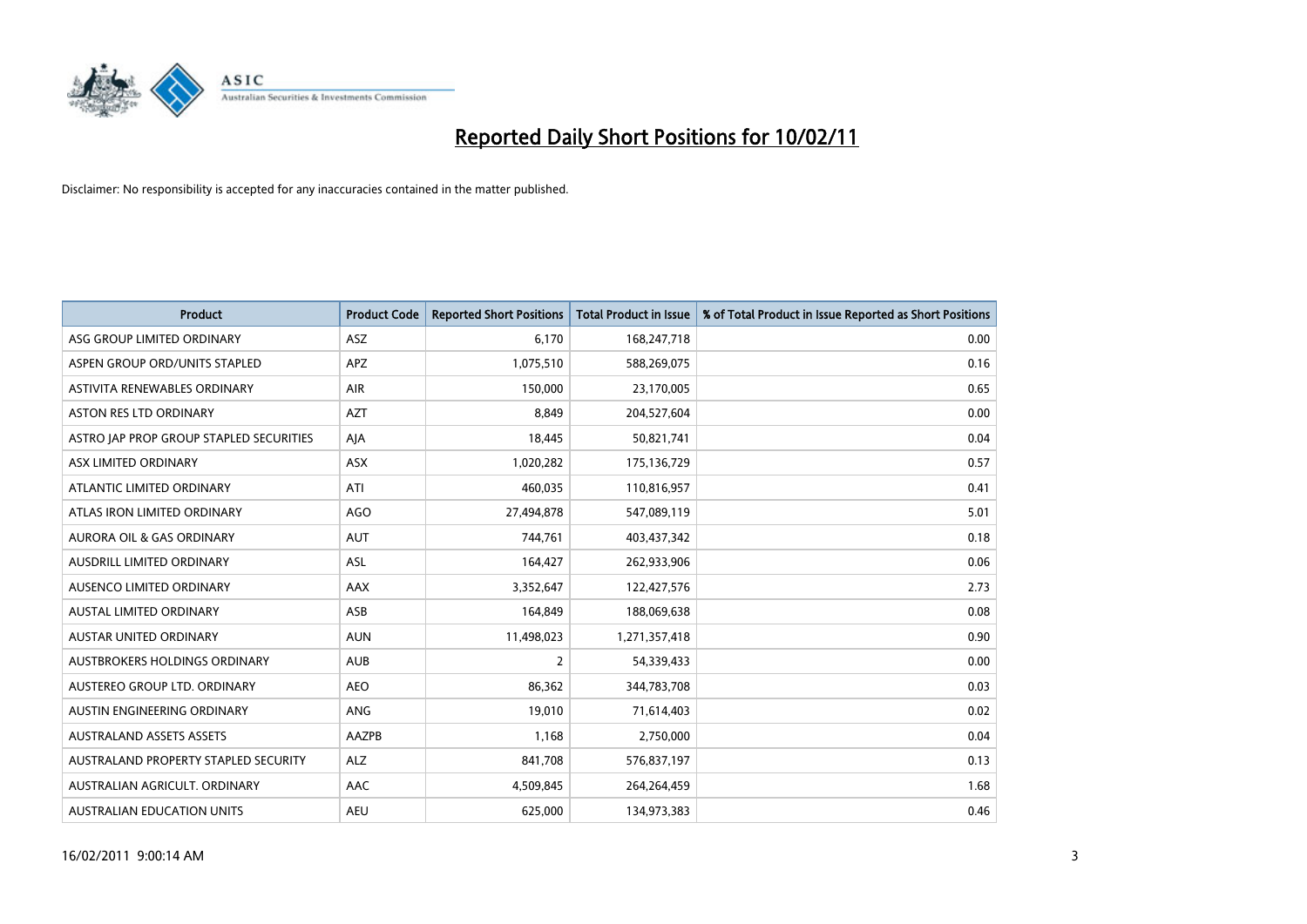# Reported Daily Short Positions for 10/02/11

Disclaimer: No responsibility is accepted for any inaccuracies contained in the matter published.

| Product | Product Code | Reported Short Positions | Total Product in Issue | % of Total Product in Issue Reported as Short Positions |
|---|---|---|---|---|
| ASG GROUP LIMITED ORDINARY | ASZ | 6,170 | 168,247,718 | 0.00 |
| ASPEN GROUP ORD/UNITS STAPLED | APZ | 1,075,510 | 588,269,075 | 0.16 |
| ASTIVITA RENEWABLES ORDINARY | AIR | 150,000 | 23,170,005 | 0.65 |
| ASTON RES LTD ORDINARY | AZT | 8,849 | 204,527,604 | 0.00 |
| ASTRO JAP PROP GROUP STAPLED SECURITIES | AJA | 18,445 | 50,821,741 | 0.04 |
| ASX LIMITED ORDINARY | ASX | 1,020,282 | 175,136,729 | 0.57 |
| ATLANTIC LIMITED ORDINARY | ATI | 460,035 | 110,816,957 | 0.41 |
| ATLAS IRON LIMITED ORDINARY | AGO | 27,494,878 | 547,089,119 | 5.01 |
| AURORA OIL & GAS ORDINARY | AUT | 744,761 | 403,437,342 | 0.18 |
| AUSDRILL LIMITED ORDINARY | ASL | 164,427 | 262,933,906 | 0.06 |
| AUSENCO LIMITED ORDINARY | AAX | 3,352,647 | 122,427,576 | 2.73 |
| AUSTAL LIMITED ORDINARY | ASB | 164,849 | 188,069,638 | 0.08 |
| AUSTAR UNITED ORDINARY | AUN | 11,498,023 | 1,271,357,418 | 0.90 |
| AUSTBROKERS HOLDINGS ORDINARY | AUB | 2 | 54,339,433 | 0.00 |
| AUSTEREO GROUP LTD. ORDINARY | AEO | 86,362 | 344,783,708 | 0.03 |
| AUSTIN ENGINEERING ORDINARY | ANG | 19,010 | 71,614,403 | 0.02 |
| AUSTRALAND ASSETS ASSETS | AAZPB | 1,168 | 2,750,000 | 0.04 |
| AUSTRALAND PROPERTY STAPLED SECURITY | ALZ | 841,708 | 576,837,197 | 0.13 |
| AUSTRALIAN AGRICULT. ORDINARY | AAC | 4,509,845 | 264,264,459 | 1.68 |
| AUSTRALIAN EDUCATION UNITS | AEU | 625,000 | 134,973,383 | 0.46 |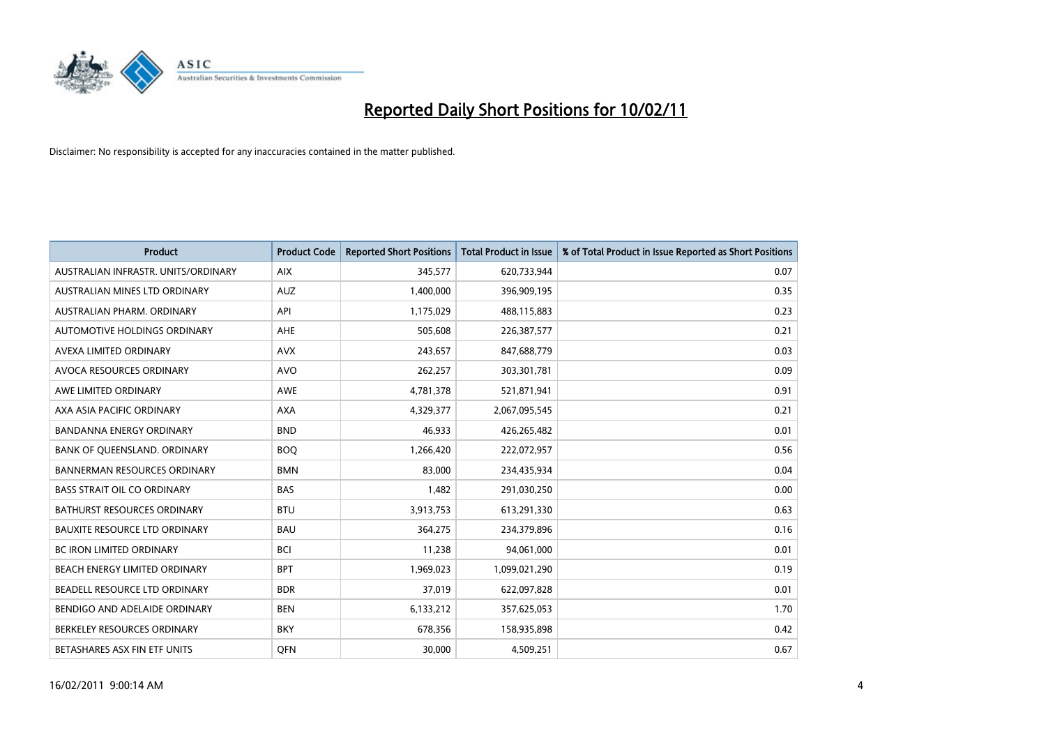# Reported Daily Short Positions for 10/02/11

Disclaimer: No responsibility is accepted for any inaccuracies contained in the matter published.

| Product | Product Code | Reported Short Positions | Total Product in Issue | % of Total Product in Issue Reported as Short Positions |
|---|---|---|---|---|
| AUSTRALIAN INFRASTR. UNITS/ORDINARY | AIX | 345,577 | 620,733,944 | 0.07 |
| AUSTRALIAN MINES LTD ORDINARY | AUZ | 1,400,000 | 396,909,195 | 0.35 |
| AUSTRALIAN PHARM. ORDINARY | API | 1,175,029 | 488,115,883 | 0.23 |
| AUTOMOTIVE HOLDINGS ORDINARY | AHE | 505,608 | 226,387,577 | 0.21 |
| AVEXA LIMITED ORDINARY | AVX | 243,657 | 847,688,779 | 0.03 |
| AVOCA RESOURCES ORDINARY | AVO | 262,257 | 303,301,781 | 0.09 |
| AWE LIMITED ORDINARY | AWE | 4,781,378 | 521,871,941 | 0.91 |
| AXA ASIA PACIFIC ORDINARY | AXA | 4,329,377 | 2,067,095,545 | 0.21 |
| BANDANNA ENERGY ORDINARY | BND | 46,933 | 426,265,482 | 0.01 |
| BANK OF QUEENSLAND. ORDINARY | BOQ | 1,266,420 | 222,072,957 | 0.56 |
| BANNERMAN RESOURCES ORDINARY | BMN | 83,000 | 234,435,934 | 0.04 |
| BASS STRAIT OIL CO ORDINARY | BAS | 1,482 | 291,030,250 | 0.00 |
| BATHURST RESOURCES ORDINARY | BTU | 3,913,753 | 613,291,330 | 0.63 |
| BAUXITE RESOURCE LTD ORDINARY | BAU | 364,275 | 234,379,896 | 0.16 |
| BC IRON LIMITED ORDINARY | BCI | 11,238 | 94,061,000 | 0.01 |
| BEACH ENERGY LIMITED ORDINARY | BPT | 1,969,023 | 1,099,021,290 | 0.19 |
| BEADELL RESOURCE LTD ORDINARY | BDR | 37,019 | 622,097,828 | 0.01 |
| BENDIGO AND ADELAIDE ORDINARY | BEN | 6,133,212 | 357,625,053 | 1.70 |
| BERKELEY RESOURCES ORDINARY | BKY | 678,356 | 158,935,898 | 0.42 |
| BETASHARES ASX FIN ETF UNITS | QFN | 30,000 | 4,509,251 | 0.67 |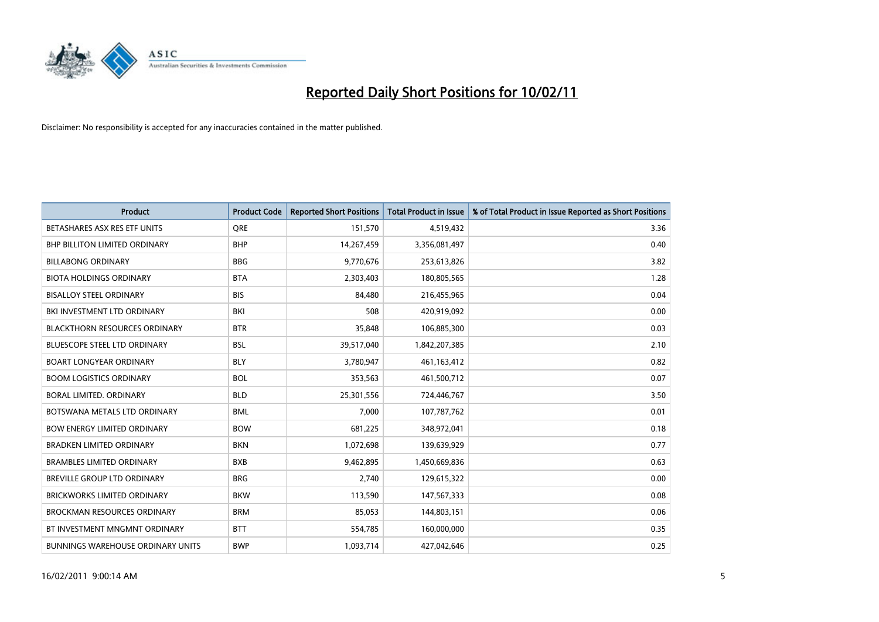# Reported Daily Short Positions for 10/02/11

Disclaimer: No responsibility is accepted for any inaccuracies contained in the matter published.

| Product | Product Code | Reported Short Positions | Total Product in Issue | % of Total Product in Issue Reported as Short Positions |
|---|---|---|---|---|
| BETASHARES ASX RES ETF UNITS | QRE | 151,570 | 4,519,432 | 3.36 |
| BHP BILLITON LIMITED ORDINARY | BHP | 14,267,459 | 3,356,081,497 | 0.40 |
| BILLABONG ORDINARY | BBG | 9,770,676 | 253,613,826 | 3.82 |
| BIOTA HOLDINGS ORDINARY | BTA | 2,303,403 | 180,805,565 | 1.28 |
| BISALLOY STEEL ORDINARY | BIS | 84,480 | 216,455,965 | 0.04 |
| BKI INVESTMENT LTD ORDINARY | BKI | 508 | 420,919,092 | 0.00 |
| BLACKTHORN RESOURCES ORDINARY | BTR | 35,848 | 106,885,300 | 0.03 |
| BLUESCOPE STEEL LTD ORDINARY | BSL | 39,517,040 | 1,842,207,385 | 2.10 |
| BOART LONGYEAR ORDINARY | BLY | 3,780,947 | 461,163,412 | 0.82 |
| BOOM LOGISTICS ORDINARY | BOL | 353,563 | 461,500,712 | 0.07 |
| BORAL LIMITED. ORDINARY | BLD | 25,301,556 | 724,446,767 | 3.50 |
| BOTSWANA METALS LTD ORDINARY | BML | 7,000 | 107,787,762 | 0.01 |
| BOW ENERGY LIMITED ORDINARY | BOW | 681,225 | 348,972,041 | 0.18 |
| BRADKEN LIMITED ORDINARY | BKN | 1,072,698 | 139,639,929 | 0.77 |
| BRAMBLES LIMITED ORDINARY | BXB | 9,462,895 | 1,450,669,836 | 0.63 |
| BREVILLE GROUP LTD ORDINARY | BRG | 2,740 | 129,615,322 | 0.00 |
| BRICKWORKS LIMITED ORDINARY | BKW | 113,590 | 147,567,333 | 0.08 |
| BROCKMAN RESOURCES ORDINARY | BRM | 85,053 | 144,803,151 | 0.06 |
| BT INVESTMENT MNGMNT ORDINARY | BTT | 554,785 | 160,000,000 | 0.35 |
| BUNNINGS WAREHOUSE ORDINARY UNITS | BWP | 1,093,714 | 427,042,646 | 0.25 |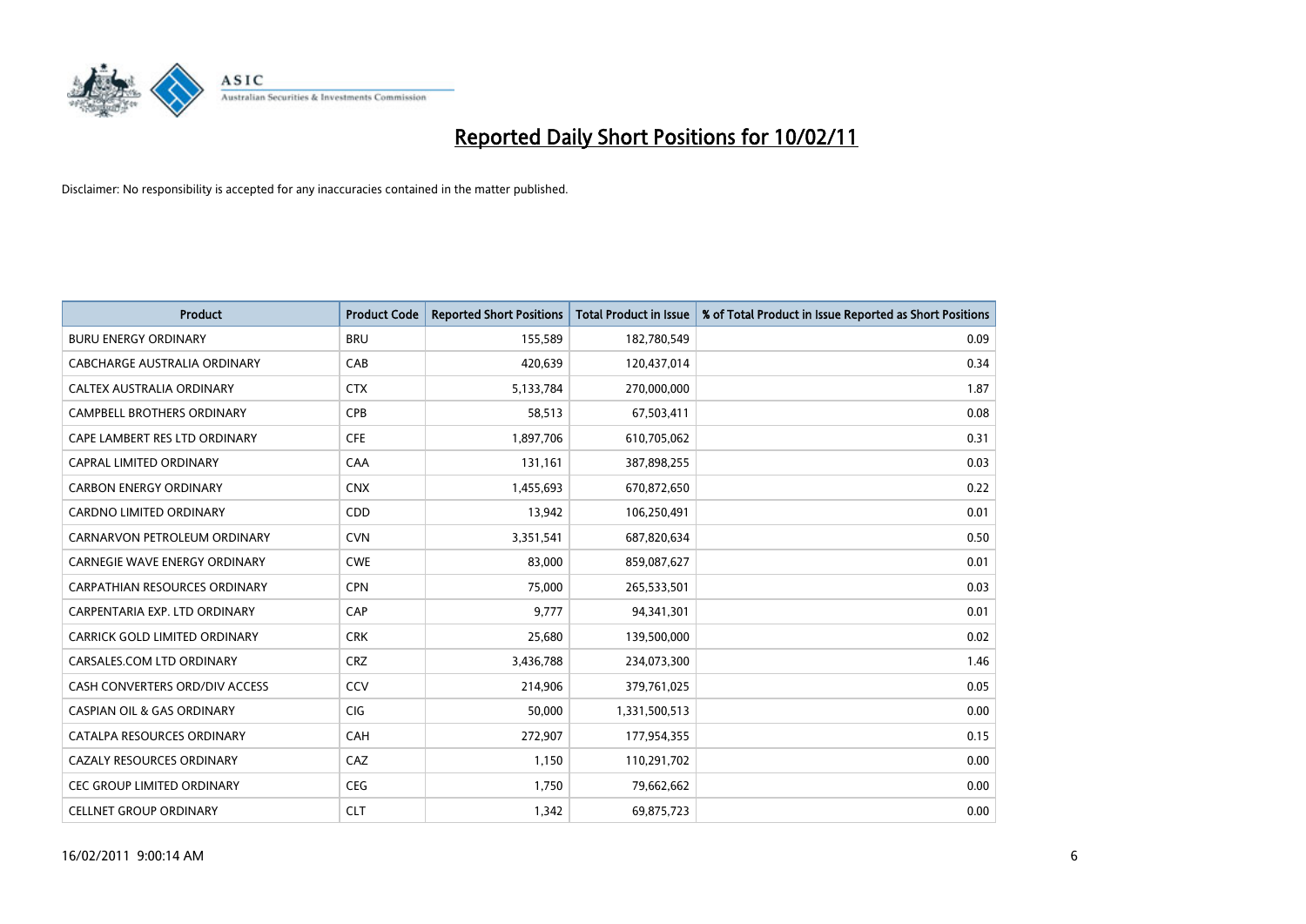# Reported Daily Short Positions for 10/02/11

Disclaimer: No responsibility is accepted for any inaccuracies contained in the matter published.

| Product | Product Code | Reported Short Positions | Total Product in Issue | % of Total Product in Issue Reported as Short Positions |
|---|---|---|---|---|
| BURU ENERGY ORDINARY | BRU | 155,589 | 182,780,549 | 0.09 |
| CABCHARGE AUSTRALIA ORDINARY | CAB | 420,639 | 120,437,014 | 0.34 |
| CALTEX AUSTRALIA ORDINARY | CTX | 5,133,784 | 270,000,000 | 1.87 |
| CAMPBELL BROTHERS ORDINARY | CPB | 58,513 | 67,503,411 | 0.08 |
| CAPE LAMBERT RES LTD ORDINARY | CFE | 1,897,706 | 610,705,062 | 0.31 |
| CAPRAL LIMITED ORDINARY | CAA | 131,161 | 387,898,255 | 0.03 |
| CARBON ENERGY ORDINARY | CNX | 1,455,693 | 670,872,650 | 0.22 |
| CARDNO LIMITED ORDINARY | CDD | 13,942 | 106,250,491 | 0.01 |
| CARNARVON PETROLEUM ORDINARY | CVN | 3,351,541 | 687,820,634 | 0.50 |
| CARNEGIE WAVE ENERGY ORDINARY | CWE | 83,000 | 859,087,627 | 0.01 |
| CARPATHIAN RESOURCES ORDINARY | CPN | 75,000 | 265,533,501 | 0.03 |
| CARPENTARIA EXP. LTD ORDINARY | CAP | 9,777 | 94,341,301 | 0.01 |
| CARRICK GOLD LIMITED ORDINARY | CRK | 25,680 | 139,500,000 | 0.02 |
| CARSALES.COM LTD ORDINARY | CRZ | 3,436,788 | 234,073,300 | 1.46 |
| CASH CONVERTERS ORD/DIV ACCESS | CCV | 214,906 | 379,761,025 | 0.05 |
| CASPIAN OIL & GAS ORDINARY | CIG | 50,000 | 1,331,500,513 | 0.00 |
| CATALPA RESOURCES ORDINARY | CAH | 272,907 | 177,954,355 | 0.15 |
| CAZALY RESOURCES ORDINARY | CAZ | 1,150 | 110,291,702 | 0.00 |
| CEC GROUP LIMITED ORDINARY | CEG | 1,750 | 79,662,662 | 0.00 |
| CELLNET GROUP ORDINARY | CLT | 1,342 | 69,875,723 | 0.00 |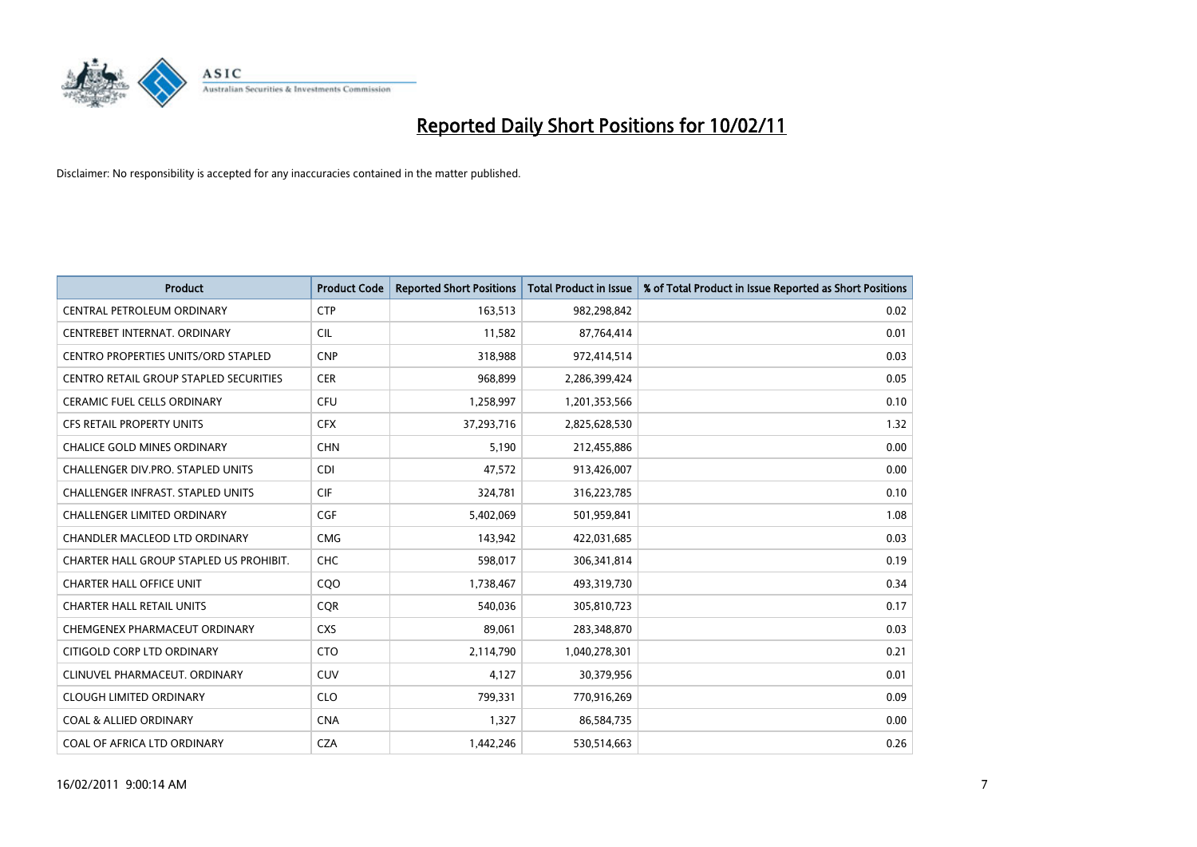# Reported Daily Short Positions for 10/02/11

Disclaimer: No responsibility is accepted for any inaccuracies contained in the matter published.

| Product | Product Code | Reported Short Positions | Total Product in Issue | % of Total Product in Issue Reported as Short Positions |
|---|---|---|---|---|
| CENTRAL PETROLEUM ORDINARY | CTP | 163,513 | 982,298,842 | 0.02 |
| CENTREBET INTERNAT. ORDINARY | CIL | 11,582 | 87,764,414 | 0.01 |
| CENTRO PROPERTIES UNITS/ORD STAPLED | CNP | 318,988 | 972,414,514 | 0.03 |
| CENTRO RETAIL GROUP STAPLED SECURITIES | CER | 968,899 | 2,286,399,424 | 0.05 |
| CERAMIC FUEL CELLS ORDINARY | CFU | 1,258,997 | 1,201,353,566 | 0.10 |
| CFS RETAIL PROPERTY UNITS | CFX | 37,293,716 | 2,825,628,530 | 1.32 |
| CHALICE GOLD MINES ORDINARY | CHN | 5,190 | 212,455,886 | 0.00 |
| CHALLENGER DIV.PRO. STAPLED UNITS | CDI | 47,572 | 913,426,007 | 0.00 |
| CHALLENGER INFRAST. STAPLED UNITS | CIF | 324,781 | 316,223,785 | 0.10 |
| CHALLENGER LIMITED ORDINARY | CGF | 5,402,069 | 501,959,841 | 1.08 |
| CHANDLER MACLEOD LTD ORDINARY | CMG | 143,942 | 422,031,685 | 0.03 |
| CHARTER HALL GROUP STAPLED US PROHIBIT. | CHC | 598,017 | 306,341,814 | 0.19 |
| CHARTER HALL OFFICE UNIT | CQO | 1,738,467 | 493,319,730 | 0.34 |
| CHARTER HALL RETAIL UNITS | CQR | 540,036 | 305,810,723 | 0.17 |
| CHEMGENEX PHARMACEUT ORDINARY | CXS | 89,061 | 283,348,870 | 0.03 |
| CITIGOLD CORP LTD ORDINARY | CTO | 2,114,790 | 1,040,278,301 | 0.21 |
| CLINUVEL PHARMACEUT. ORDINARY | CUV | 4,127 | 30,379,956 | 0.01 |
| CLOUGH LIMITED ORDINARY | CLO | 799,331 | 770,916,269 | 0.09 |
| COAL & ALLIED ORDINARY | CNA | 1,327 | 86,584,735 | 0.00 |
| COAL OF AFRICA LTD ORDINARY | CZA | 1,442,246 | 530,514,663 | 0.26 |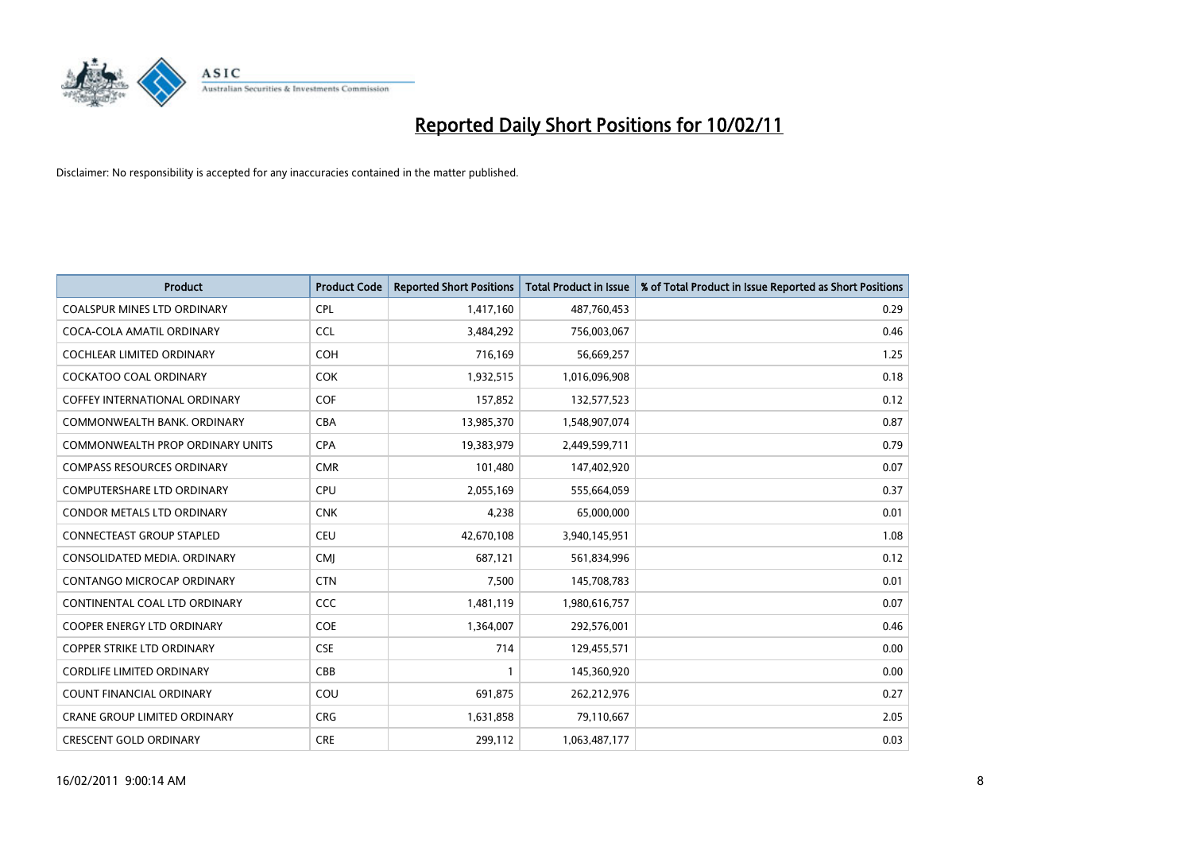# Reported Daily Short Positions for 10/02/11

Disclaimer: No responsibility is accepted for any inaccuracies contained in the matter published.

| Product | Product Code | Reported Short Positions | Total Product in Issue | % of Total Product in Issue Reported as Short Positions |
|---|---|---|---|---|
| COALSPUR MINES LTD ORDINARY | CPL | 1,417,160 | 487,760,453 | 0.29 |
| COCA-COLA AMATIL ORDINARY | CCL | 3,484,292 | 756,003,067 | 0.46 |
| COCHLEAR LIMITED ORDINARY | COH | 716,169 | 56,669,257 | 1.25 |
| COCKATOO COAL ORDINARY | COK | 1,932,515 | 1,016,096,908 | 0.18 |
| COFFEY INTERNATIONAL ORDINARY | COF | 157,852 | 132,577,523 | 0.12 |
| COMMONWEALTH BANK. ORDINARY | CBA | 13,985,370 | 1,548,907,074 | 0.87 |
| COMMONWEALTH PROP ORDINARY UNITS | CPA | 19,383,979 | 2,449,599,711 | 0.79 |
| COMPASS RESOURCES ORDINARY | CMR | 101,480 | 147,402,920 | 0.07 |
| COMPUTERSHARE LTD ORDINARY | CPU | 2,055,169 | 555,664,059 | 0.37 |
| CONDOR METALS LTD ORDINARY | CNK | 4,238 | 65,000,000 | 0.01 |
| CONNECTEAST GROUP STAPLED | CEU | 42,670,108 | 3,940,145,951 | 1.08 |
| CONSOLIDATED MEDIA. ORDINARY | CMJ | 687,121 | 561,834,996 | 0.12 |
| CONTANGO MICROCAP ORDINARY | CTN | 7,500 | 145,708,783 | 0.01 |
| CONTINENTAL COAL LTD ORDINARY | CCC | 1,481,119 | 1,980,616,757 | 0.07 |
| COOPER ENERGY LTD ORDINARY | COE | 1,364,007 | 292,576,001 | 0.46 |
| COPPER STRIKE LTD ORDINARY | CSE | 714 | 129,455,571 | 0.00 |
| CORDLIFE LIMITED ORDINARY | CBB | 1 | 145,360,920 | 0.00 |
| COUNT FINANCIAL ORDINARY | COU | 691,875 | 262,212,976 | 0.27 |
| CRANE GROUP LIMITED ORDINARY | CRG | 1,631,858 | 79,110,667 | 2.05 |
| CRESCENT GOLD ORDINARY | CRE | 299,112 | 1,063,487,177 | 0.03 |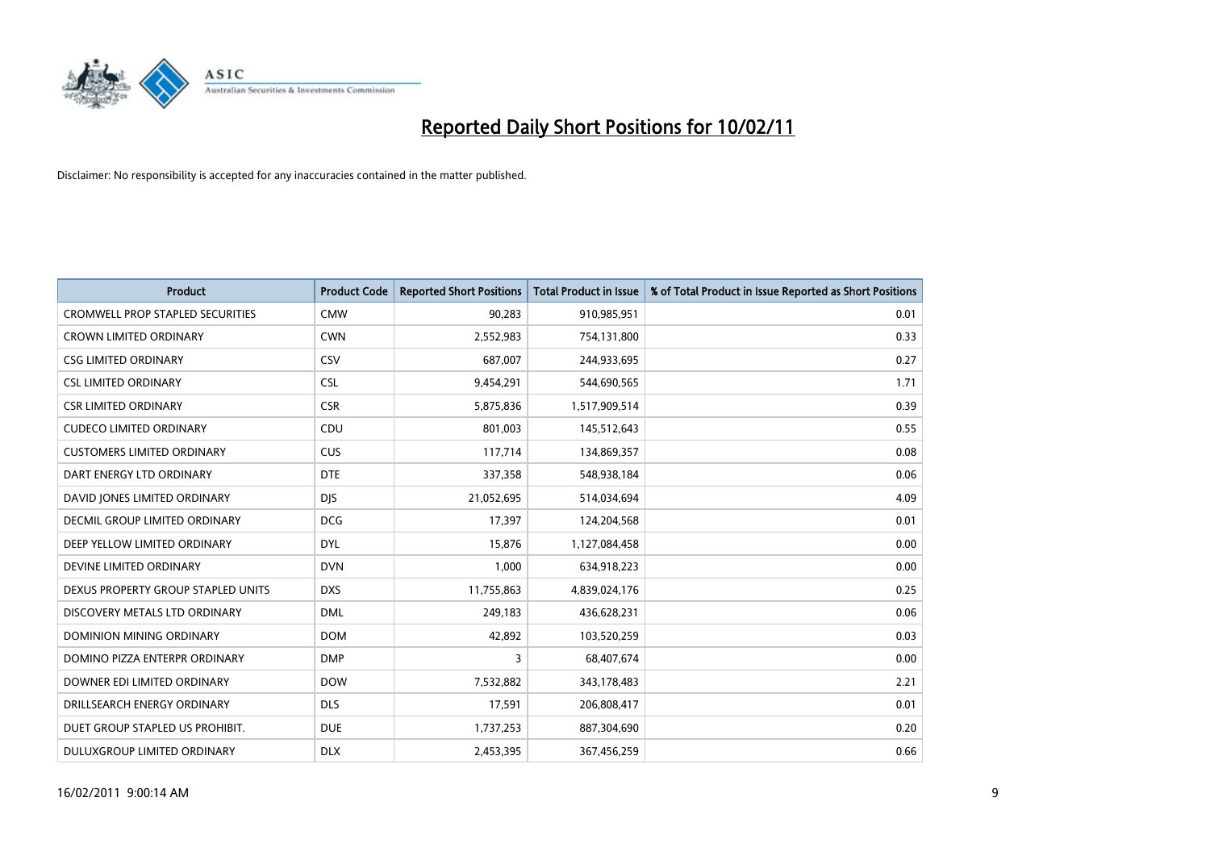# Reported Daily Short Positions for 10/02/11

Disclaimer: No responsibility is accepted for any inaccuracies contained in the matter published.

| Product | Product Code | Reported Short Positions | Total Product in Issue | % of Total Product in Issue Reported as Short Positions |
|---|---|---|---|---|
| CROMWELL PROP STAPLED SECURITIES | CMW | 90,283 | 910,985,951 | 0.01 |
| CROWN LIMITED ORDINARY | CWN | 2,552,983 | 754,131,800 | 0.33 |
| CSG LIMITED ORDINARY | CSV | 687,007 | 244,933,695 | 0.27 |
| CSL LIMITED ORDINARY | CSL | 9,454,291 | 544,690,565 | 1.71 |
| CSR LIMITED ORDINARY | CSR | 5,875,836 | 1,517,909,514 | 0.39 |
| CUDECO LIMITED ORDINARY | CDU | 801,003 | 145,512,643 | 0.55 |
| CUSTOMERS LIMITED ORDINARY | CUS | 117,714 | 134,869,357 | 0.08 |
| DART ENERGY LTD ORDINARY | DTE | 337,358 | 548,938,184 | 0.06 |
| DAVID JONES LIMITED ORDINARY | DJS | 21,052,695 | 514,034,694 | 4.09 |
| DECMIL GROUP LIMITED ORDINARY | DCG | 17,397 | 124,204,568 | 0.01 |
| DEEP YELLOW LIMITED ORDINARY | DYL | 15,876 | 1,127,084,458 | 0.00 |
| DEVINE LIMITED ORDINARY | DVN | 1,000 | 634,918,223 | 0.00 |
| DEXUS PROPERTY GROUP STAPLED UNITS | DXS | 11,755,863 | 4,839,024,176 | 0.25 |
| DISCOVERY METALS LTD ORDINARY | DML | 249,183 | 436,628,231 | 0.06 |
| DOMINION MINING ORDINARY | DOM | 42,892 | 103,520,259 | 0.03 |
| DOMINO PIZZA ENTERPR ORDINARY | DMP | 3 | 68,407,674 | 0.00 |
| DOWNER EDI LIMITED ORDINARY | DOW | 7,532,882 | 343,178,483 | 2.21 |
| DRILLSEARCH ENERGY ORDINARY | DLS | 17,591 | 206,808,417 | 0.01 |
| DUET GROUP STAPLED US PROHIBIT. | DUE | 1,737,253 | 887,304,690 | 0.20 |
| DULUXGROUP LIMITED ORDINARY | DLX | 2,453,395 | 367,456,259 | 0.66 |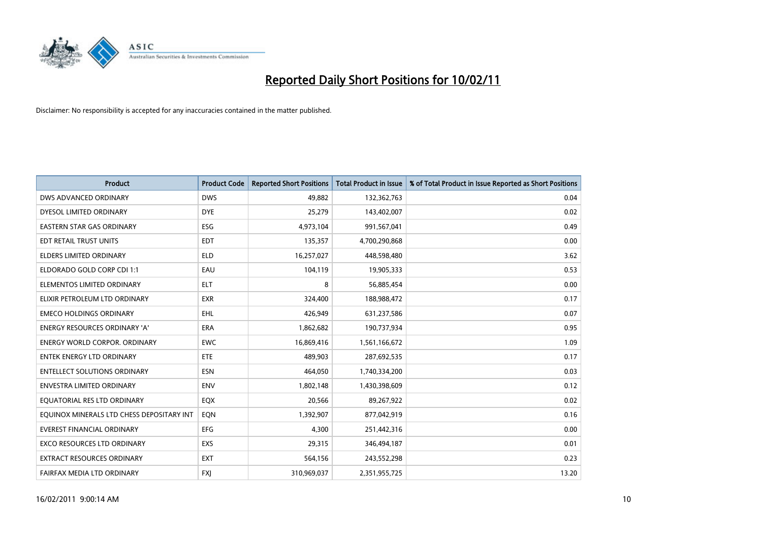# Reported Daily Short Positions for 10/02/11

Disclaimer: No responsibility is accepted for any inaccuracies contained in the matter published.

| Product | Product Code | Reported Short Positions | Total Product in Issue | % of Total Product in Issue Reported as Short Positions |
|---|---|---|---|---|
| DWS ADVANCED ORDINARY | DWS | 49,882 | 132,362,763 | 0.04 |
| DYESOL LIMITED ORDINARY | DYE | 25,279 | 143,402,007 | 0.02 |
| EASTERN STAR GAS ORDINARY | ESG | 4,973,104 | 991,567,041 | 0.49 |
| EDT RETAIL TRUST UNITS | EDT | 135,357 | 4,700,290,868 | 0.00 |
| ELDERS LIMITED ORDINARY | ELD | 16,257,027 | 448,598,480 | 3.62 |
| ELDORADO GOLD CORP CDI 1:1 | EAU | 104,119 | 19,905,333 | 0.53 |
| ELEMENTOS LIMITED ORDINARY | ELT | 8 | 56,885,454 | 0.00 |
| ELIXIR PETROLEUM LTD ORDINARY | EXR | 324,400 | 188,988,472 | 0.17 |
| EMECO HOLDINGS ORDINARY | EHL | 426,949 | 631,237,586 | 0.07 |
| ENERGY RESOURCES ORDINARY 'A' | ERA | 1,862,682 | 190,737,934 | 0.95 |
| ENERGY WORLD CORPOR. ORDINARY | EWC | 16,869,416 | 1,561,166,672 | 1.09 |
| ENTEK ENERGY LTD ORDINARY | ETE | 489,903 | 287,692,535 | 0.17 |
| ENTELLECT SOLUTIONS ORDINARY | ESN | 464,050 | 1,740,334,200 | 0.03 |
| ENVESTRA LIMITED ORDINARY | ENV | 1,802,148 | 1,430,398,609 | 0.12 |
| EQUATORIAL RES LTD ORDINARY | EQX | 20,566 | 89,267,922 | 0.02 |
| EQUINOX MINERALS LTD CHESS DEPOSITARY INT | EQN | 1,392,907 | 877,042,919 | 0.16 |
| EVEREST FINANCIAL ORDINARY | EFG | 4,300 | 251,442,316 | 0.00 |
| EXCO RESOURCES LTD ORDINARY | EXS | 29,315 | 346,494,187 | 0.01 |
| EXTRACT RESOURCES ORDINARY | EXT | 564,156 | 243,552,298 | 0.23 |
| FAIRFAX MEDIA LTD ORDINARY | FXJ | 310,969,037 | 2,351,955,725 | 13.20 |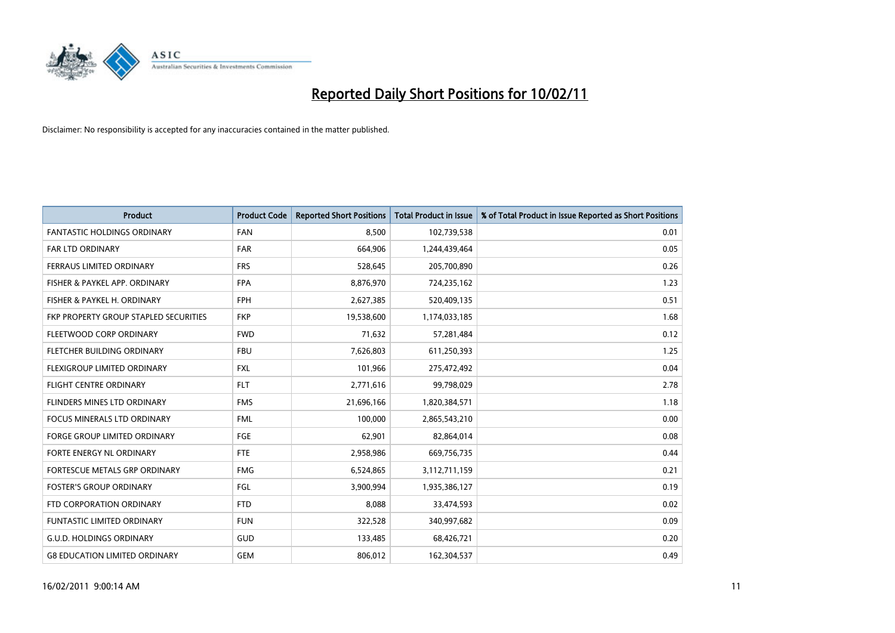# Reported Daily Short Positions for 10/02/11

Disclaimer: No responsibility is accepted for any inaccuracies contained in the matter published.

| Product | Product Code | Reported Short Positions | Total Product in Issue | % of Total Product in Issue Reported as Short Positions |
|---|---|---|---|---|
| FANTASTIC HOLDINGS ORDINARY | FAN | 8,500 | 102,739,538 | 0.01 |
| FAR LTD ORDINARY | FAR | 664,906 | 1,244,439,464 | 0.05 |
| FERRAUS LIMITED ORDINARY | FRS | 528,645 | 205,700,890 | 0.26 |
| FISHER & PAYKEL APP. ORDINARY | FPA | 8,876,970 | 724,235,162 | 1.23 |
| FISHER & PAYKEL H. ORDINARY | FPH | 2,627,385 | 520,409,135 | 0.51 |
| FKP PROPERTY GROUP STAPLED SECURITIES | FKP | 19,538,600 | 1,174,033,185 | 1.68 |
| FLEETWOOD CORP ORDINARY | FWD | 71,632 | 57,281,484 | 0.12 |
| FLETCHER BUILDING ORDINARY | FBU | 7,626,803 | 611,250,393 | 1.25 |
| FLEXIGROUP LIMITED ORDINARY | FXL | 101,966 | 275,472,492 | 0.04 |
| FLIGHT CENTRE ORDINARY | FLT | 2,771,616 | 99,798,029 | 2.78 |
| FLINDERS MINES LTD ORDINARY | FMS | 21,696,166 | 1,820,384,571 | 1.18 |
| FOCUS MINERALS LTD ORDINARY | FML | 100,000 | 2,865,543,210 | 0.00 |
| FORGE GROUP LIMITED ORDINARY | FGE | 62,901 | 82,864,014 | 0.08 |
| FORTE ENERGY NL ORDINARY | FTE | 2,958,986 | 669,756,735 | 0.44 |
| FORTESCUE METALS GRP ORDINARY | FMG | 6,524,865 | 3,112,711,159 | 0.21 |
| FOSTER'S GROUP ORDINARY | FGL | 3,900,994 | 1,935,386,127 | 0.19 |
| FTD CORPORATION ORDINARY | FTD | 8,088 | 33,474,593 | 0.02 |
| FUNTASTIC LIMITED ORDINARY | FUN | 322,528 | 340,997,682 | 0.09 |
| G.U.D. HOLDINGS ORDINARY | GUD | 133,485 | 68,426,721 | 0.20 |
| G8 EDUCATION LIMITED ORDINARY | GEM | 806,012 | 162,304,537 | 0.49 |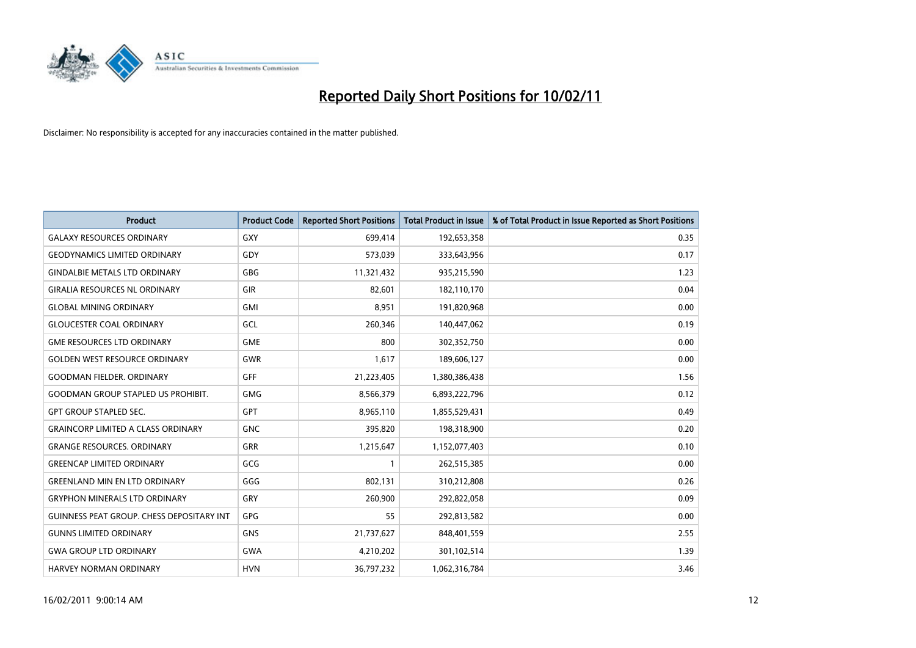# Reported Daily Short Positions for 10/02/11

Disclaimer: No responsibility is accepted for any inaccuracies contained in the matter published.

| Product | Product Code | Reported Short Positions | Total Product in Issue | % of Total Product in Issue Reported as Short Positions |
|---|---|---|---|---|
| GALAXY RESOURCES ORDINARY | GXY | 699,414 | 192,653,358 | 0.35 |
| GEODYNAMICS LIMITED ORDINARY | GDY | 573,039 | 333,643,956 | 0.17 |
| GINDALBIE METALS LTD ORDINARY | GBG | 11,321,432 | 935,215,590 | 1.23 |
| GIRALIA RESOURCES NL ORDINARY | GIR | 82,601 | 182,110,170 | 0.04 |
| GLOBAL MINING ORDINARY | GMI | 8,951 | 191,820,968 | 0.00 |
| GLOUCESTER COAL ORDINARY | GCL | 260,346 | 140,447,062 | 0.19 |
| GME RESOURCES LTD ORDINARY | GME | 800 | 302,352,750 | 0.00 |
| GOLDEN WEST RESOURCE ORDINARY | GWR | 1,617 | 189,606,127 | 0.00 |
| GOODMAN FIELDER. ORDINARY | GFF | 21,223,405 | 1,380,386,438 | 1.56 |
| GOODMAN GROUP STAPLED US PROHIBIT. | GMG | 8,566,379 | 6,893,222,796 | 0.12 |
| GPT GROUP STAPLED SEC. | GPT | 8,965,110 | 1,855,529,431 | 0.49 |
| GRAINCORP LIMITED A CLASS ORDINARY | GNC | 395,820 | 198,318,900 | 0.20 |
| GRANGE RESOURCES. ORDINARY | GRR | 1,215,647 | 1,152,077,403 | 0.10 |
| GREENCAP LIMITED ORDINARY | GCG | 1 | 262,515,385 | 0.00 |
| GREENLAND MIN EN LTD ORDINARY | GGG | 802,131 | 310,212,808 | 0.26 |
| GRYPHON MINERALS LTD ORDINARY | GRY | 260,900 | 292,822,058 | 0.09 |
| GUINNESS PEAT GROUP. CHESS DEPOSITARY INT | GPG | 55 | 292,813,582 | 0.00 |
| GUNNS LIMITED ORDINARY | GNS | 21,737,627 | 848,401,559 | 2.55 |
| GWA GROUP LTD ORDINARY | GWA | 4,210,202 | 301,102,514 | 1.39 |
| HARVEY NORMAN ORDINARY | HVN | 36,797,232 | 1,062,316,784 | 3.46 |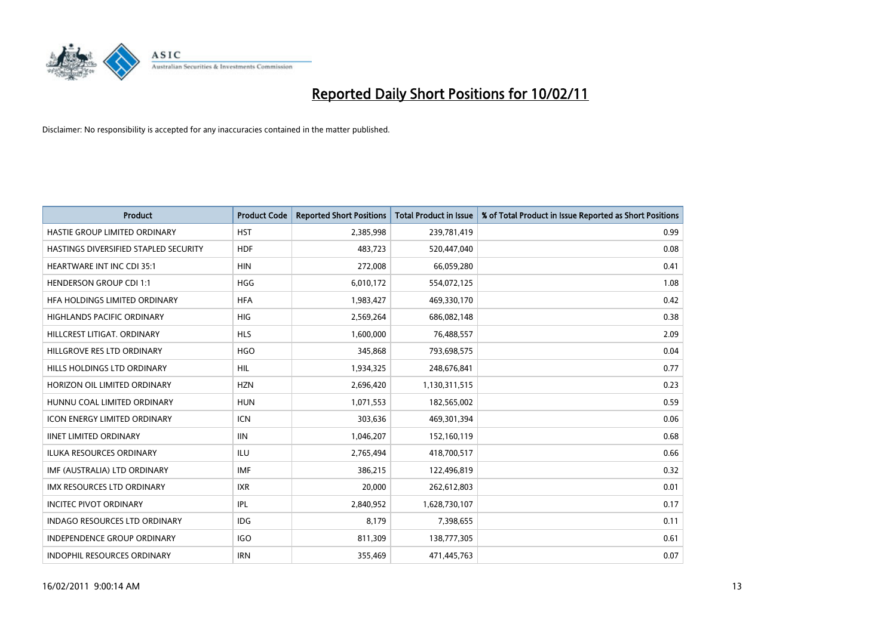# Reported Daily Short Positions for 10/02/11

Disclaimer: No responsibility is accepted for any inaccuracies contained in the matter published.

| Product | Product Code | Reported Short Positions | Total Product in Issue | % of Total Product in Issue Reported as Short Positions |
|---|---|---|---|---|
| HASTIE GROUP LIMITED ORDINARY | HST | 2,385,998 | 239,781,419 | 0.99 |
| HASTINGS DIVERSIFIED STAPLED SECURITY | HDF | 483,723 | 520,447,040 | 0.08 |
| HEARTWARE INT INC CDI 35:1 | HIN | 272,008 | 66,059,280 | 0.41 |
| HENDERSON GROUP CDI 1:1 | HGG | 6,010,172 | 554,072,125 | 1.08 |
| HFA HOLDINGS LIMITED ORDINARY | HFA | 1,983,427 | 469,330,170 | 0.42 |
| HIGHLANDS PACIFIC ORDINARY | HIG | 2,569,264 | 686,082,148 | 0.38 |
| HILLCREST LITIGAT. ORDINARY | HLS | 1,600,000 | 76,488,557 | 2.09 |
| HILLGROVE RES LTD ORDINARY | HGO | 345,868 | 793,698,575 | 0.04 |
| HILLS HOLDINGS LTD ORDINARY | HIL | 1,934,325 | 248,676,841 | 0.77 |
| HORIZON OIL LIMITED ORDINARY | HZN | 2,696,420 | 1,130,311,515 | 0.23 |
| HUNNU COAL LIMITED ORDINARY | HUN | 1,071,553 | 182,565,002 | 0.59 |
| ICON ENERGY LIMITED ORDINARY | ICN | 303,636 | 469,301,394 | 0.06 |
| IINET LIMITED ORDINARY | IIN | 1,046,207 | 152,160,119 | 0.68 |
| ILUKA RESOURCES ORDINARY | ILU | 2,765,494 | 418,700,517 | 0.66 |
| IMF (AUSTRALIA) LTD ORDINARY | IMF | 386,215 | 122,496,819 | 0.32 |
| IMX RESOURCES LTD ORDINARY | IXR | 20,000 | 262,612,803 | 0.01 |
| INCITEC PIVOT ORDINARY | IPL | 2,840,952 | 1,628,730,107 | 0.17 |
| INDAGO RESOURCES LTD ORDINARY | IDG | 8,179 | 7,398,655 | 0.11 |
| INDEPENDENCE GROUP ORDINARY | IGO | 811,309 | 138,777,305 | 0.61 |
| INDOPHIL RESOURCES ORDINARY | IRN | 355,469 | 471,445,763 | 0.07 |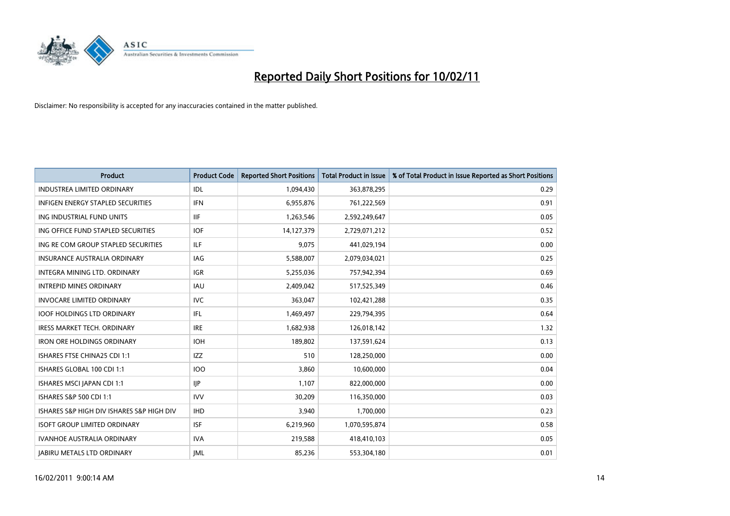# Reported Daily Short Positions for 10/02/11

Disclaimer: No responsibility is accepted for any inaccuracies contained in the matter published.

| Product | Product Code | Reported Short Positions | Total Product in Issue | % of Total Product in Issue Reported as Short Positions |
|---|---|---|---|---|
| INDUSTREA LIMITED ORDINARY | IDL | 1,094,430 | 363,878,295 | 0.29 |
| INFIGEN ENERGY STAPLED SECURITIES | IFN | 6,955,876 | 761,222,569 | 0.91 |
| ING INDUSTRIAL FUND UNITS | IIF | 1,263,546 | 2,592,249,647 | 0.05 |
| ING OFFICE FUND STAPLED SECURITIES | IOF | 14,127,379 | 2,729,071,212 | 0.52 |
| ING RE COM GROUP STAPLED SECURITIES | ILF | 9,075 | 441,029,194 | 0.00 |
| INSURANCE AUSTRALIA ORDINARY | IAG | 5,588,007 | 2,079,034,021 | 0.25 |
| INTEGRA MINING LTD. ORDINARY | IGR | 5,255,036 | 757,942,394 | 0.69 |
| INTREPID MINES ORDINARY | IAU | 2,409,042 | 517,525,349 | 0.46 |
| INVOCARE LIMITED ORDINARY | IVC | 363,047 | 102,421,288 | 0.35 |
| IOOF HOLDINGS LTD ORDINARY | IFL | 1,469,497 | 229,794,395 | 0.64 |
| IRESS MARKET TECH. ORDINARY | IRE | 1,682,938 | 126,018,142 | 1.32 |
| IRON ORE HOLDINGS ORDINARY | IOH | 189,802 | 137,591,624 | 0.13 |
| ISHARES FTSE CHINA25 CDI 1:1 | IZZ | 510 | 128,250,000 | 0.00 |
| ISHARES GLOBAL 100 CDI 1:1 | IOO | 3,860 | 10,600,000 | 0.04 |
| ISHARES MSCI JAPAN CDI 1:1 | IJP | 1,107 | 822,000,000 | 0.00 |
| ISHARES S&P 500 CDI 1:1 | IVV | 30,209 | 116,350,000 | 0.03 |
| ISHARES S&P HIGH DIV ISHARES S&P HIGH DIV | IHD | 3,940 | 1,700,000 | 0.23 |
| ISOFT GROUP LIMITED ORDINARY | ISF | 6,219,960 | 1,070,595,874 | 0.58 |
| IVANHOE AUSTRALIA ORDINARY | IVA | 219,588 | 418,410,103 | 0.05 |
| JABIRU METALS LTD ORDINARY | JML | 85,236 | 553,304,180 | 0.01 |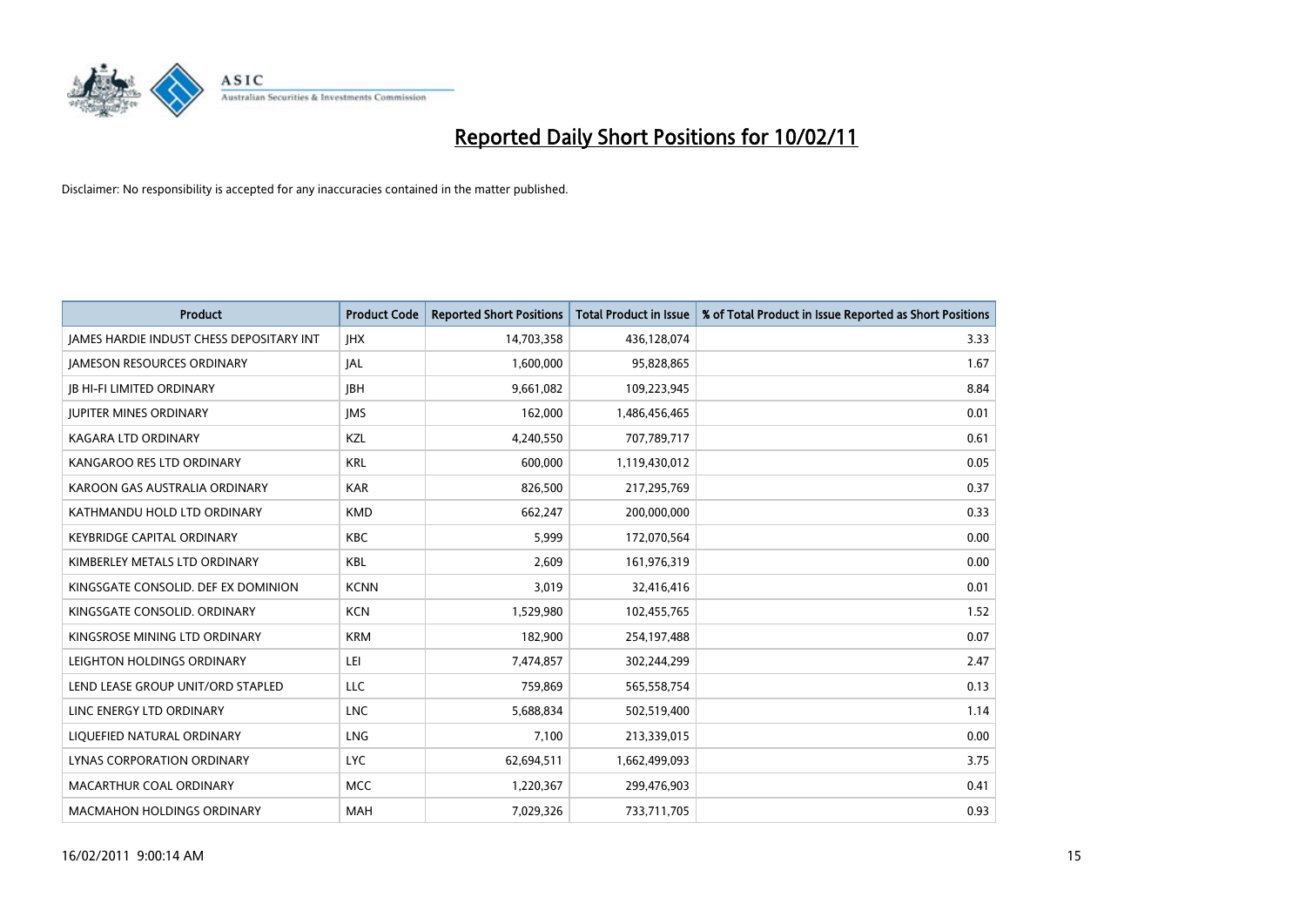# Reported Daily Short Positions for 10/02/11

Disclaimer: No responsibility is accepted for any inaccuracies contained in the matter published.

| Product | Product Code | Reported Short Positions | Total Product in Issue | % of Total Product in Issue Reported as Short Positions |
|---|---|---|---|---|
| JAMES HARDIE INDUST CHESS DEPOSITARY INT | JHX | 14,703,358 | 436,128,074 | 3.33 |
| JAMESON RESOURCES ORDINARY | JAL | 1,600,000 | 95,828,865 | 1.67 |
| JB HI-FI LIMITED ORDINARY | JBH | 9,661,082 | 109,223,945 | 8.84 |
| JUPITER MINES ORDINARY | JMS | 162,000 | 1,486,456,465 | 0.01 |
| KAGARA LTD ORDINARY | KZL | 4,240,550 | 707,789,717 | 0.61 |
| KANGAROO RES LTD ORDINARY | KRL | 600,000 | 1,119,430,012 | 0.05 |
| KAROON GAS AUSTRALIA ORDINARY | KAR | 826,500 | 217,295,769 | 0.37 |
| KATHMANDU HOLD LTD ORDINARY | KMD | 662,247 | 200,000,000 | 0.33 |
| KEYBRIDGE CAPITAL ORDINARY | KBC | 5,999 | 172,070,564 | 0.00 |
| KIMBERLEY METALS LTD ORDINARY | KBL | 2,609 | 161,976,319 | 0.00 |
| KINGSGATE CONSOLID. DEF EX DOMINION | KCNN | 3,019 | 32,416,416 | 0.01 |
| KINGSGATE CONSOLID. ORDINARY | KCN | 1,529,980 | 102,455,765 | 1.52 |
| KINGSROSE MINING LTD ORDINARY | KRM | 182,900 | 254,197,488 | 0.07 |
| LEIGHTON HOLDINGS ORDINARY | LEI | 7,474,857 | 302,244,299 | 2.47 |
| LEND LEASE GROUP UNIT/ORD STAPLED | LLC | 759,869 | 565,558,754 | 0.13 |
| LINC ENERGY LTD ORDINARY | LNC | 5,688,834 | 502,519,400 | 1.14 |
| LIQUEFIED NATURAL ORDINARY | LNG | 7,100 | 213,339,015 | 0.00 |
| LYNAS CORPORATION ORDINARY | LYC | 62,694,511 | 1,662,499,093 | 3.75 |
| MACARTHUR COAL ORDINARY | MCC | 1,220,367 | 299,476,903 | 0.41 |
| MACMAHON HOLDINGS ORDINARY | MAH | 7,029,326 | 733,711,705 | 0.93 |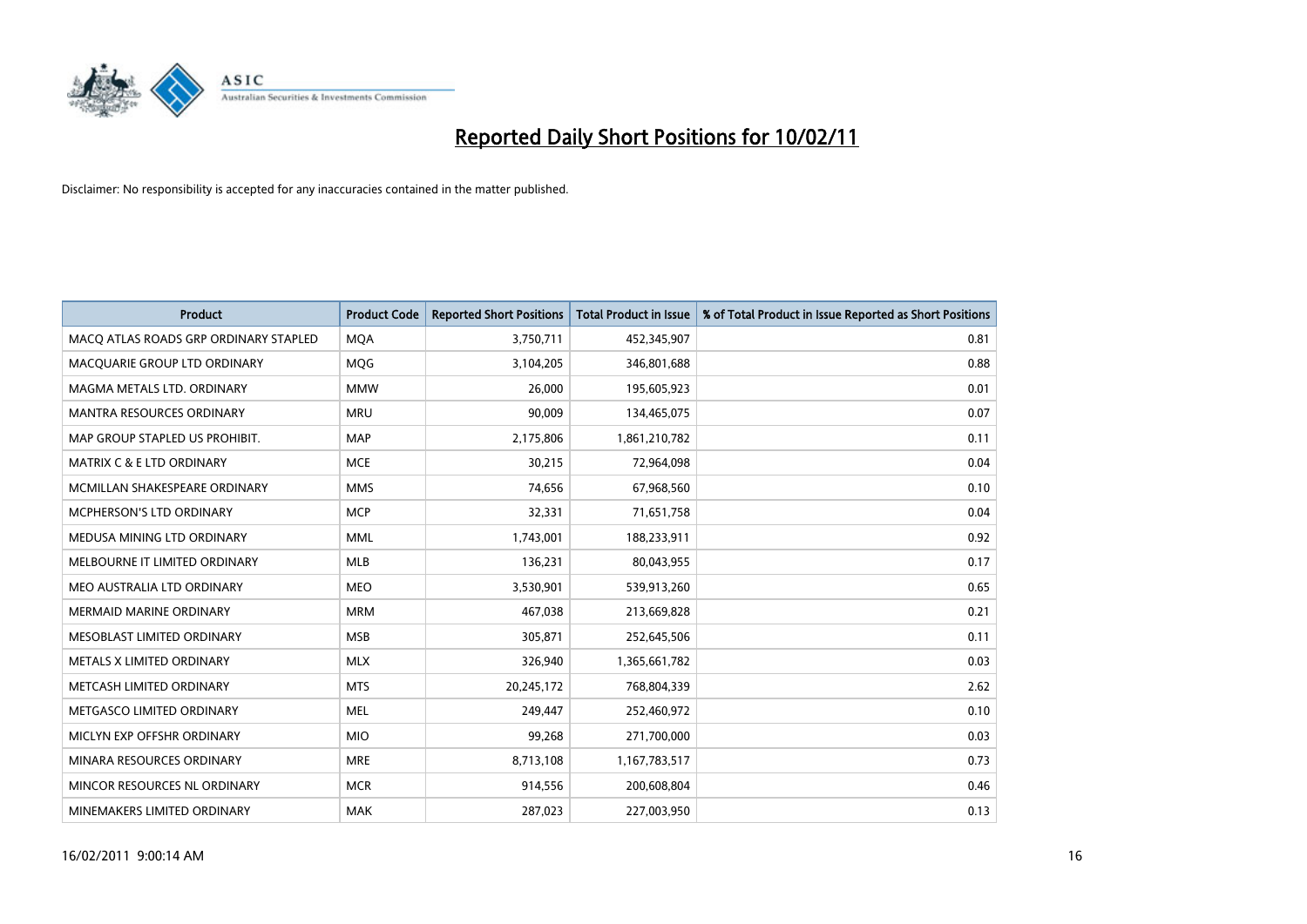# Reported Daily Short Positions for 10/02/11

Disclaimer: No responsibility is accepted for any inaccuracies contained in the matter published.

| Product | Product Code | Reported Short Positions | Total Product in Issue | % of Total Product in Issue Reported as Short Positions |
|---|---|---|---|---|
| MACQ ATLAS ROADS GRP ORDINARY STAPLED | MQA | 3,750,711 | 452,345,907 | 0.81 |
| MACQUARIE GROUP LTD ORDINARY | MQG | 3,104,205 | 346,801,688 | 0.88 |
| MAGMA METALS LTD. ORDINARY | MMW | 26,000 | 195,605,923 | 0.01 |
| MANTRA RESOURCES ORDINARY | MRU | 90,009 | 134,465,075 | 0.07 |
| MAP GROUP STAPLED US PROHIBIT. | MAP | 2,175,806 | 1,861,210,782 | 0.11 |
| MATRIX C & E LTD ORDINARY | MCE | 30,215 | 72,964,098 | 0.04 |
| MCMILLAN SHAKESPEARE ORDINARY | MMS | 74,656 | 67,968,560 | 0.10 |
| MCPHERSON'S LTD ORDINARY | MCP | 32,331 | 71,651,758 | 0.04 |
| MEDUSA MINING LTD ORDINARY | MML | 1,743,001 | 188,233,911 | 0.92 |
| MELBOURNE IT LIMITED ORDINARY | MLB | 136,231 | 80,043,955 | 0.17 |
| MEO AUSTRALIA LTD ORDINARY | MEO | 3,530,901 | 539,913,260 | 0.65 |
| MERMAID MARINE ORDINARY | MRM | 467,038 | 213,669,828 | 0.21 |
| MESOBLAST LIMITED ORDINARY | MSB | 305,871 | 252,645,506 | 0.11 |
| METALS X LIMITED ORDINARY | MLX | 326,940 | 1,365,661,782 | 0.03 |
| METCASH LIMITED ORDINARY | MTS | 20,245,172 | 768,804,339 | 2.62 |
| METGASCO LIMITED ORDINARY | MEL | 249,447 | 252,460,972 | 0.10 |
| MICLYN EXP OFFSHR ORDINARY | MIO | 99,268 | 271,700,000 | 0.03 |
| MINARA RESOURCES ORDINARY | MRE | 8,713,108 | 1,167,783,517 | 0.73 |
| MINCOR RESOURCES NL ORDINARY | MCR | 914,556 | 200,608,804 | 0.46 |
| MINEMAKERS LIMITED ORDINARY | MAK | 287,023 | 227,003,950 | 0.13 |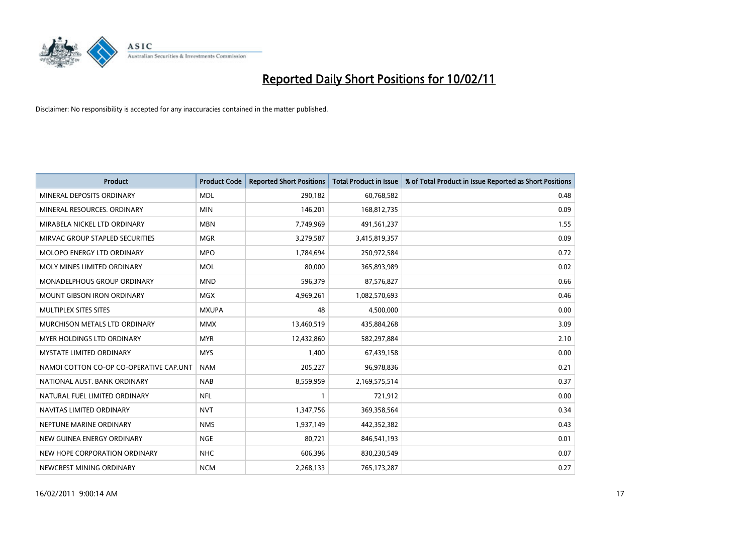# Reported Daily Short Positions for 10/02/11

Disclaimer: No responsibility is accepted for any inaccuracies contained in the matter published.

| Product | Product Code | Reported Short Positions | Total Product in Issue | % of Total Product in Issue Reported as Short Positions |
|---|---|---|---|---|
| MINERAL DEPOSITS ORDINARY | MDL | 290,182 | 60,768,582 | 0.48 |
| MINERAL RESOURCES. ORDINARY | MIN | 146,201 | 168,812,735 | 0.09 |
| MIRABELA NICKEL LTD ORDINARY | MBN | 7,749,969 | 491,561,237 | 1.55 |
| MIRVAC GROUP STAPLED SECURITIES | MGR | 3,279,587 | 3,415,819,357 | 0.09 |
| MOLOPO ENERGY LTD ORDINARY | MPO | 1,784,694 | 250,972,584 | 0.72 |
| MOLY MINES LIMITED ORDINARY | MOL | 80,000 | 365,893,989 | 0.02 |
| MONADELPHOUS GROUP ORDINARY | MND | 596,379 | 87,576,827 | 0.66 |
| MOUNT GIBSON IRON ORDINARY | MGX | 4,969,261 | 1,082,570,693 | 0.46 |
| MULTIPLEX SITES SITES | MXUPA | 48 | 4,500,000 | 0.00 |
| MURCHISON METALS LTD ORDINARY | MMX | 13,460,519 | 435,884,268 | 3.09 |
| MYER HOLDINGS LTD ORDINARY | MYR | 12,432,860 | 582,297,884 | 2.10 |
| MYSTATE LIMITED ORDINARY | MYS | 1,400 | 67,439,158 | 0.00 |
| NAMOI COTTON CO-OP CO-OPERATIVE CAP.UNT | NAM | 205,227 | 96,978,836 | 0.21 |
| NATIONAL AUST. BANK ORDINARY | NAB | 8,559,959 | 2,169,575,514 | 0.37 |
| NATURAL FUEL LIMITED ORDINARY | NFL | 1 | 721,912 | 0.00 |
| NAVITAS LIMITED ORDINARY | NVT | 1,347,756 | 369,358,564 | 0.34 |
| NEPTUNE MARINE ORDINARY | NMS | 1,937,149 | 442,352,382 | 0.43 |
| NEW GUINEA ENERGY ORDINARY | NGE | 80,721 | 846,541,193 | 0.01 |
| NEW HOPE CORPORATION ORDINARY | NHC | 606,396 | 830,230,549 | 0.07 |
| NEWCREST MINING ORDINARY | NCM | 2,268,133 | 765,173,287 | 0.27 |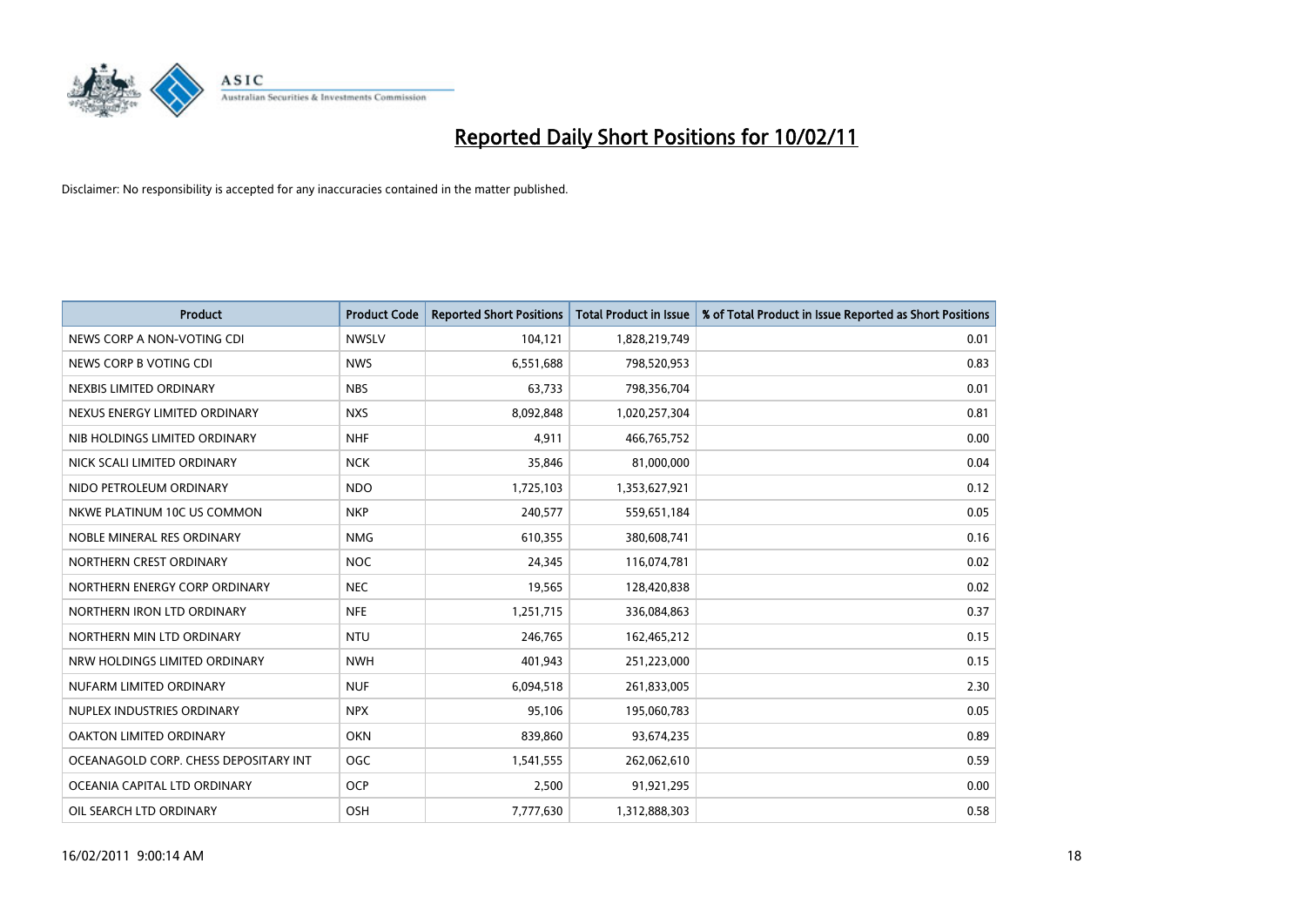# Reported Daily Short Positions for 10/02/11

Disclaimer: No responsibility is accepted for any inaccuracies contained in the matter published.

| Product | Product Code | Reported Short Positions | Total Product in Issue | % of Total Product in Issue Reported as Short Positions |
|---|---|---|---|---|
| NEWS CORP A NON-VOTING CDI | NWSLV | 104,121 | 1,828,219,749 | 0.01 |
| NEWS CORP B VOTING CDI | NWS | 6,551,688 | 798,520,953 | 0.83 |
| NEXBIS LIMITED ORDINARY | NBS | 63,733 | 798,356,704 | 0.01 |
| NEXUS ENERGY LIMITED ORDINARY | NXS | 8,092,848 | 1,020,257,304 | 0.81 |
| NIB HOLDINGS LIMITED ORDINARY | NHF | 4,911 | 466,765,752 | 0.00 |
| NICK SCALI LIMITED ORDINARY | NCK | 35,846 | 81,000,000 | 0.04 |
| NIDO PETROLEUM ORDINARY | NDO | 1,725,103 | 1,353,627,921 | 0.12 |
| NKWE PLATINUM 10C US COMMON | NKP | 240,577 | 559,651,184 | 0.05 |
| NOBLE MINERAL RES ORDINARY | NMG | 610,355 | 380,608,741 | 0.16 |
| NORTHERN CREST ORDINARY | NOC | 24,345 | 116,074,781 | 0.02 |
| NORTHERN ENERGY CORP ORDINARY | NEC | 19,565 | 128,420,838 | 0.02 |
| NORTHERN IRON LTD ORDINARY | NFE | 1,251,715 | 336,084,863 | 0.37 |
| NORTHERN MIN LTD ORDINARY | NTU | 246,765 | 162,465,212 | 0.15 |
| NRW HOLDINGS LIMITED ORDINARY | NWH | 401,943 | 251,223,000 | 0.15 |
| NUFARM LIMITED ORDINARY | NUF | 6,094,518 | 261,833,005 | 2.30 |
| NUPLEX INDUSTRIES ORDINARY | NPX | 95,106 | 195,060,783 | 0.05 |
| OAKTON LIMITED ORDINARY | OKN | 839,860 | 93,674,235 | 0.89 |
| OCEANAGOLD CORP. CHESS DEPOSITARY INT | OGC | 1,541,555 | 262,062,610 | 0.59 |
| OCEANIA CAPITAL LTD ORDINARY | OCP | 2,500 | 91,921,295 | 0.00 |
| OIL SEARCH LTD ORDINARY | OSH | 7,777,630 | 1,312,888,303 | 0.58 |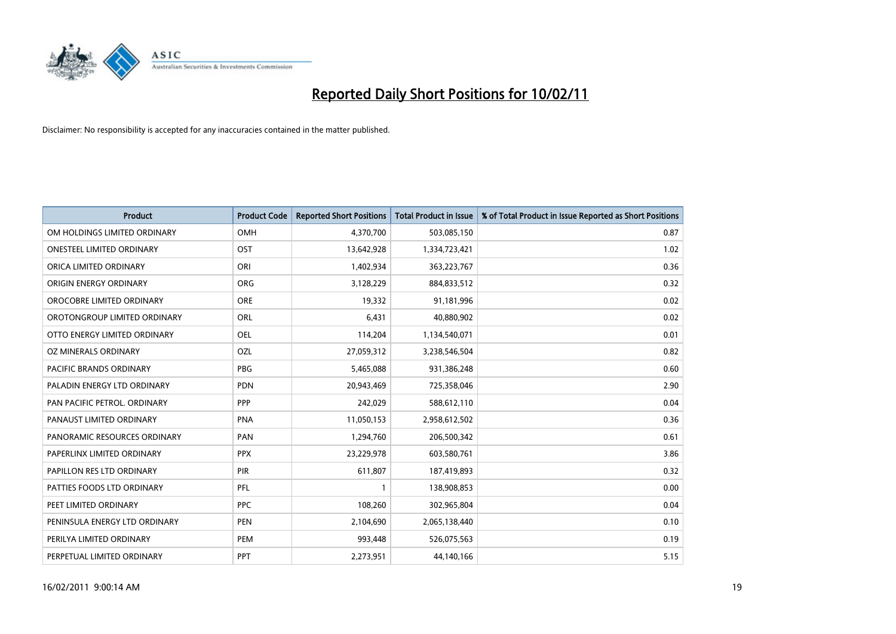# Reported Daily Short Positions for 10/02/11

Disclaimer: No responsibility is accepted for any inaccuracies contained in the matter published.

| Product | Product Code | Reported Short Positions | Total Product in Issue | % of Total Product in Issue Reported as Short Positions |
|---|---|---|---|---|
| OM HOLDINGS LIMITED ORDINARY | OMH | 4,370,700 | 503,085,150 | 0.87 |
| ONESTEEL LIMITED ORDINARY | OST | 13,642,928 | 1,334,723,421 | 1.02 |
| ORICA LIMITED ORDINARY | ORI | 1,402,934 | 363,223,767 | 0.36 |
| ORIGIN ENERGY ORDINARY | ORG | 3,128,229 | 884,833,512 | 0.32 |
| OROCOBRE LIMITED ORDINARY | ORE | 19,332 | 91,181,996 | 0.02 |
| OROTONGROUP LIMITED ORDINARY | ORL | 6,431 | 40,880,902 | 0.02 |
| OTTO ENERGY LIMITED ORDINARY | OEL | 114,204 | 1,134,540,071 | 0.01 |
| OZ MINERALS ORDINARY | OZL | 27,059,312 | 3,238,546,504 | 0.82 |
| PACIFIC BRANDS ORDINARY | PBG | 5,465,088 | 931,386,248 | 0.60 |
| PALADIN ENERGY LTD ORDINARY | PDN | 20,943,469 | 725,358,046 | 2.90 |
| PAN PACIFIC PETROL. ORDINARY | PPP | 242,029 | 588,612,110 | 0.04 |
| PANAUST LIMITED ORDINARY | PNA | 11,050,153 | 2,958,612,502 | 0.36 |
| PANORAMIC RESOURCES ORDINARY | PAN | 1,294,760 | 206,500,342 | 0.61 |
| PAPERLINX LIMITED ORDINARY | PPX | 23,229,978 | 603,580,761 | 3.86 |
| PAPILLON RES LTD ORDINARY | PIR | 611,807 | 187,419,893 | 0.32 |
| PATTIES FOODS LTD ORDINARY | PFL | 1 | 138,908,853 | 0.00 |
| PEET LIMITED ORDINARY | PPC | 108,260 | 302,965,804 | 0.04 |
| PENINSULA ENERGY LTD ORDINARY | PEN | 2,104,690 | 2,065,138,440 | 0.10 |
| PERILYA LIMITED ORDINARY | PEM | 993,448 | 526,075,563 | 0.19 |
| PERPETUAL LIMITED ORDINARY | PPT | 2,273,951 | 44,140,166 | 5.15 |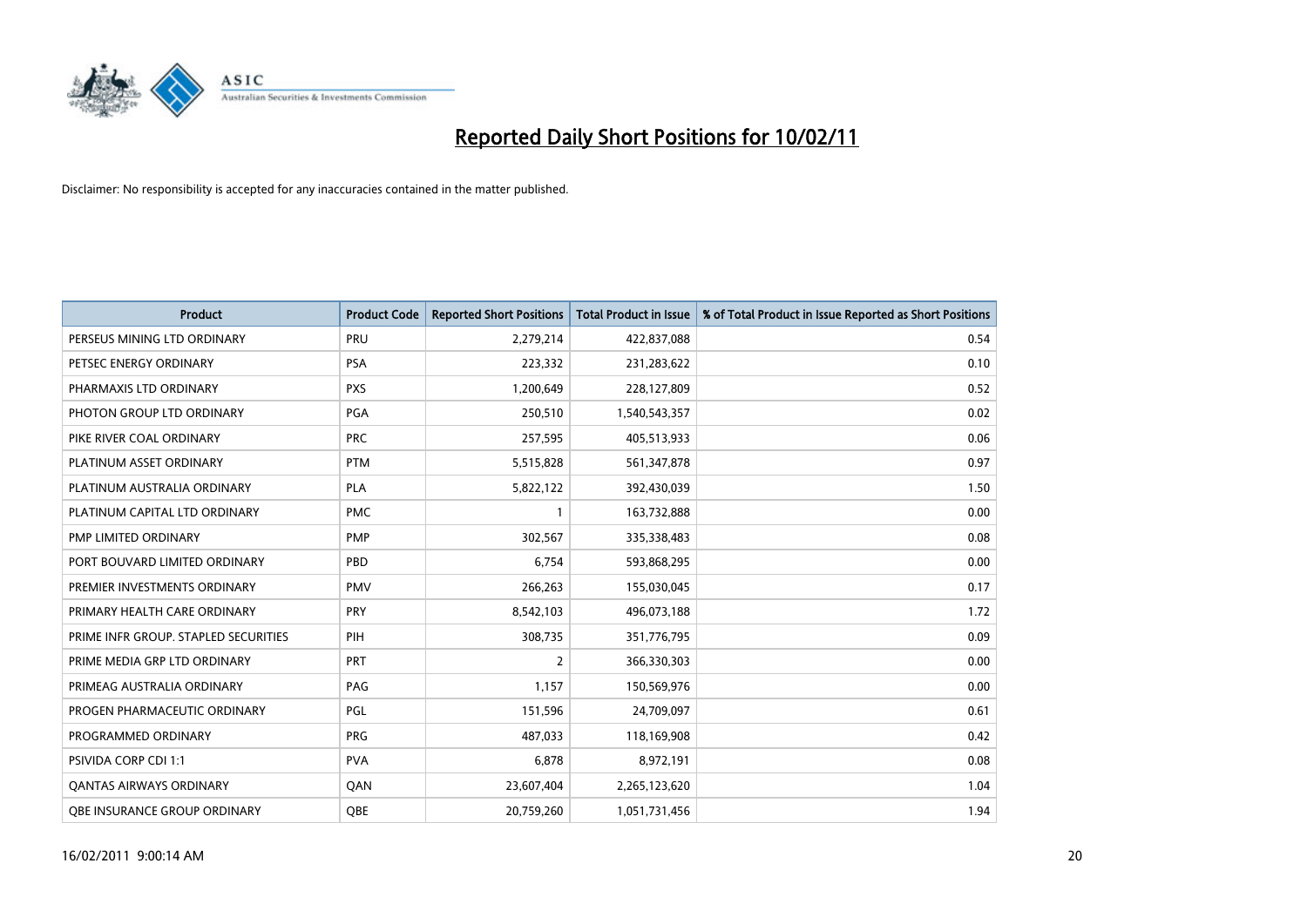# Reported Daily Short Positions for 10/02/11

Disclaimer: No responsibility is accepted for any inaccuracies contained in the matter published.

| Product | Product Code | Reported Short Positions | Total Product in Issue | % of Total Product in Issue Reported as Short Positions |
|---|---|---|---|---|
| PERSEUS MINING LTD ORDINARY | PRU | 2,279,214 | 422,837,088 | 0.54 |
| PETSEC ENERGY ORDINARY | PSA | 223,332 | 231,283,622 | 0.10 |
| PHARMAXIS LTD ORDINARY | PXS | 1,200,649 | 228,127,809 | 0.52 |
| PHOTON GROUP LTD ORDINARY | PGA | 250,510 | 1,540,543,357 | 0.02 |
| PIKE RIVER COAL ORDINARY | PRC | 257,595 | 405,513,933 | 0.06 |
| PLATINUM ASSET ORDINARY | PTM | 5,515,828 | 561,347,878 | 0.97 |
| PLATINUM AUSTRALIA ORDINARY | PLA | 5,822,122 | 392,430,039 | 1.50 |
| PLATINUM CAPITAL LTD ORDINARY | PMC | 1 | 163,732,888 | 0.00 |
| PMP LIMITED ORDINARY | PMP | 302,567 | 335,338,483 | 0.08 |
| PORT BOUVARD LIMITED ORDINARY | PBD | 6,754 | 593,868,295 | 0.00 |
| PREMIER INVESTMENTS ORDINARY | PMV | 266,263 | 155,030,045 | 0.17 |
| PRIMARY HEALTH CARE ORDINARY | PRY | 8,542,103 | 496,073,188 | 1.72 |
| PRIME INFR GROUP. STAPLED SECURITIES | PIH | 308,735 | 351,776,795 | 0.09 |
| PRIME MEDIA GRP LTD ORDINARY | PRT | 2 | 366,330,303 | 0.00 |
| PRIMEAG AUSTRALIA ORDINARY | PAG | 1,157 | 150,569,976 | 0.00 |
| PROGEN PHARMACEUTIC ORDINARY | PGL | 151,596 | 24,709,097 | 0.61 |
| PROGRAMMED ORDINARY | PRG | 487,033 | 118,169,908 | 0.42 |
| PSIVIDA CORP CDI 1:1 | PVA | 6,878 | 8,972,191 | 0.08 |
| QANTAS AIRWAYS ORDINARY | QAN | 23,607,404 | 2,265,123,620 | 1.04 |
| QBE INSURANCE GROUP ORDINARY | QBE | 20,759,260 | 1,051,731,456 | 1.94 |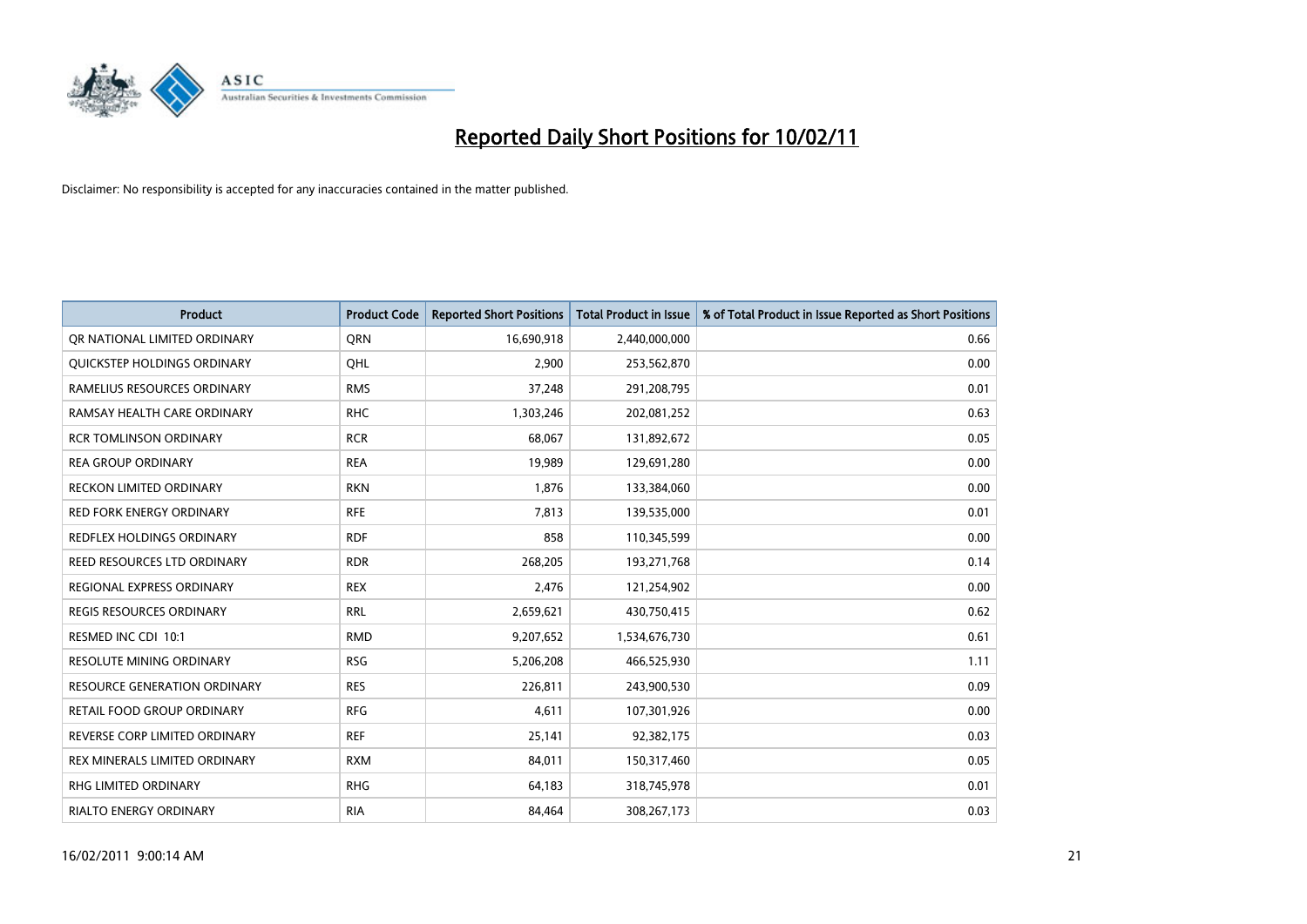# Reported Daily Short Positions for 10/02/11

Disclaimer: No responsibility is accepted for any inaccuracies contained in the matter published.

| Product | Product Code | Reported Short Positions | Total Product in Issue | % of Total Product in Issue Reported as Short Positions |
|---|---|---|---|---|
| QR NATIONAL LIMITED ORDINARY | QRN | 16,690,918 | 2,440,000,000 | 0.66 |
| QUICKSTEP HOLDINGS ORDINARY | QHL | 2,900 | 253,562,870 | 0.00 |
| RAMELIUS RESOURCES ORDINARY | RMS | 37,248 | 291,208,795 | 0.01 |
| RAMSAY HEALTH CARE ORDINARY | RHC | 1,303,246 | 202,081,252 | 0.63 |
| RCR TOMLINSON ORDINARY | RCR | 68,067 | 131,892,672 | 0.05 |
| REA GROUP ORDINARY | REA | 19,989 | 129,691,280 | 0.00 |
| RECKON LIMITED ORDINARY | RKN | 1,876 | 133,384,060 | 0.00 |
| RED FORK ENERGY ORDINARY | RFE | 7,813 | 139,535,000 | 0.01 |
| REDFLEX HOLDINGS ORDINARY | RDF | 858 | 110,345,599 | 0.00 |
| REED RESOURCES LTD ORDINARY | RDR | 268,205 | 193,271,768 | 0.14 |
| REGIONAL EXPRESS ORDINARY | REX | 2,476 | 121,254,902 | 0.00 |
| REGIS RESOURCES ORDINARY | RRL | 2,659,621 | 430,750,415 | 0.62 |
| RESMED INC CDI 10:1 | RMD | 9,207,652 | 1,534,676,730 | 0.61 |
| RESOLUTE MINING ORDINARY | RSG | 5,206,208 | 466,525,930 | 1.11 |
| RESOURCE GENERATION ORDINARY | RES | 226,811 | 243,900,530 | 0.09 |
| RETAIL FOOD GROUP ORDINARY | RFG | 4,611 | 107,301,926 | 0.00 |
| REVERSE CORP LIMITED ORDINARY | REF | 25,141 | 92,382,175 | 0.03 |
| REX MINERALS LIMITED ORDINARY | RXM | 84,011 | 150,317,460 | 0.05 |
| RHG LIMITED ORDINARY | RHG | 64,183 | 318,745,978 | 0.01 |
| RIALTO ENERGY ORDINARY | RIA | 84,464 | 308,267,173 | 0.03 |

16/02/2011 9:00:14 AM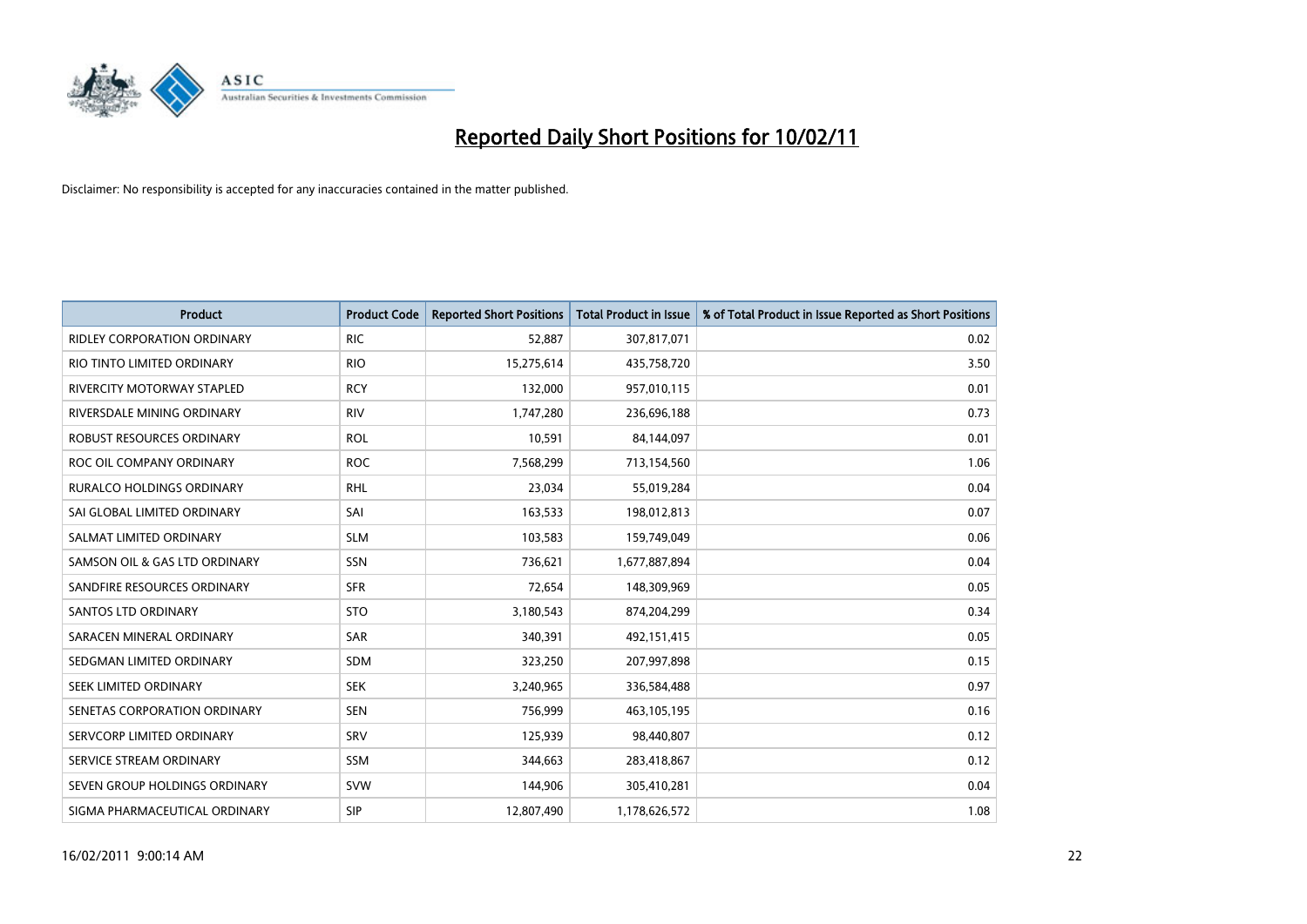# Reported Daily Short Positions for 10/02/11

Disclaimer: No responsibility is accepted for any inaccuracies contained in the matter published.

| Product | Product Code | Reported Short Positions | Total Product in Issue | % of Total Product in Issue Reported as Short Positions |
|---|---|---|---|---|
| RIDLEY CORPORATION ORDINARY | RIC | 52,887 | 307,817,071 | 0.02 |
| RIO TINTO LIMITED ORDINARY | RIO | 15,275,614 | 435,758,720 | 3.50 |
| RIVERCITY MOTORWAY STAPLED | RCY | 132,000 | 957,010,115 | 0.01 |
| RIVERSDALE MINING ORDINARY | RIV | 1,747,280 | 236,696,188 | 0.73 |
| ROBUST RESOURCES ORDINARY | ROL | 10,591 | 84,144,097 | 0.01 |
| ROC OIL COMPANY ORDINARY | ROC | 7,568,299 | 713,154,560 | 1.06 |
| RURALCO HOLDINGS ORDINARY | RHL | 23,034 | 55,019,284 | 0.04 |
| SAI GLOBAL LIMITED ORDINARY | SAI | 163,533 | 198,012,813 | 0.07 |
| SALMAT LIMITED ORDINARY | SLM | 103,583 | 159,749,049 | 0.06 |
| SAMSON OIL & GAS LTD ORDINARY | SSN | 736,621 | 1,677,887,894 | 0.04 |
| SANDFIRE RESOURCES ORDINARY | SFR | 72,654 | 148,309,969 | 0.05 |
| SANTOS LTD ORDINARY | STO | 3,180,543 | 874,204,299 | 0.34 |
| SARACEN MINERAL ORDINARY | SAR | 340,391 | 492,151,415 | 0.05 |
| SEDGMAN LIMITED ORDINARY | SDM | 323,250 | 207,997,898 | 0.15 |
| SEEK LIMITED ORDINARY | SEK | 3,240,965 | 336,584,488 | 0.97 |
| SENETAS CORPORATION ORDINARY | SEN | 756,999 | 463,105,195 | 0.16 |
| SERVCORP LIMITED ORDINARY | SRV | 125,939 | 98,440,807 | 0.12 |
| SERVICE STREAM ORDINARY | SSM | 344,663 | 283,418,867 | 0.12 |
| SEVEN GROUP HOLDINGS ORDINARY | SVW | 144,906 | 305,410,281 | 0.04 |
| SIGMA PHARMACEUTICAL ORDINARY | SIP | 12,807,490 | 1,178,626,572 | 1.08 |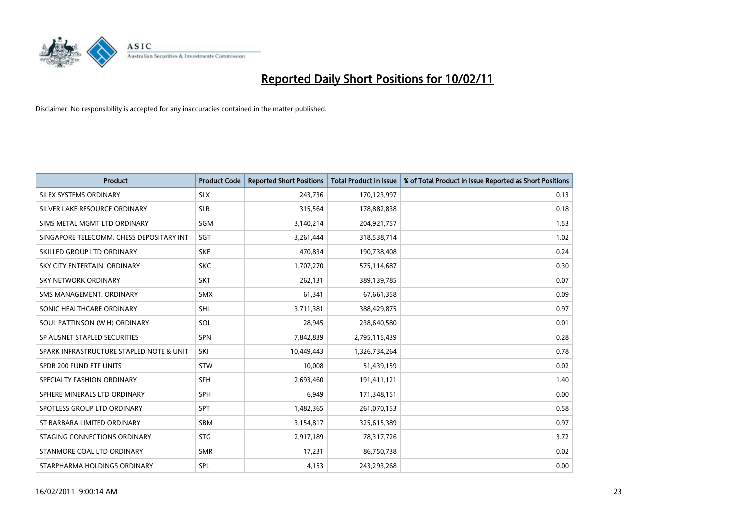# Reported Daily Short Positions for 10/02/11

Disclaimer: No responsibility is accepted for any inaccuracies contained in the matter published.

| Product | Product Code | Reported Short Positions | Total Product in Issue | % of Total Product in Issue Reported as Short Positions |
|---|---|---|---|---|
| SILEX SYSTEMS ORDINARY | SLX | 243,736 | 170,123,997 | 0.13 |
| SILVER LAKE RESOURCE ORDINARY | SLR | 315,564 | 178,882,838 | 0.18 |
| SIMS METAL MGMT LTD ORDINARY | SGM | 3,140,214 | 204,921,757 | 1.53 |
| SINGAPORE TELECOMM. CHESS DEPOSITARY INT | SGT | 3,261,444 | 318,538,714 | 1.02 |
| SKILLED GROUP LTD ORDINARY | SKE | 470,834 | 190,738,408 | 0.24 |
| SKY CITY ENTERTAIN. ORDINARY | SKC | 1,707,270 | 575,114,687 | 0.30 |
| SKY NETWORK ORDINARY | SKT | 262,131 | 389,139,785 | 0.07 |
| SMS MANAGEMENT. ORDINARY | SMX | 61,341 | 67,661,358 | 0.09 |
| SONIC HEALTHCARE ORDINARY | SHL | 3,711,381 | 388,429,875 | 0.97 |
| SOUL PATTINSON (W.H) ORDINARY | SOL | 28,945 | 238,640,580 | 0.01 |
| SP AUSNET STAPLED SECURITIES | SPN | 7,842,839 | 2,795,115,439 | 0.28 |
| SPARK INFRASTRUCTURE STAPLED NOTE & UNIT | SKI | 10,449,443 | 1,326,734,264 | 0.78 |
| SPDR 200 FUND ETF UNITS | STW | 10,008 | 51,439,159 | 0.02 |
| SPECIALTY FASHION ORDINARY | SFH | 2,693,460 | 191,411,121 | 1.40 |
| SPHERE MINERALS LTD ORDINARY | SPH | 6,949 | 171,348,151 | 0.00 |
| SPOTLESS GROUP LTD ORDINARY | SPT | 1,482,365 | 261,070,153 | 0.58 |
| ST BARBARA LIMITED ORDINARY | SBM | 3,154,817 | 325,615,389 | 0.97 |
| STAGING CONNECTIONS ORDINARY | STG | 2,917,189 | 78,317,726 | 3.72 |
| STANMORE COAL LTD ORDINARY | SMR | 17,231 | 86,750,738 | 0.02 |
| STARPHARMA HOLDINGS ORDINARY | SPL | 4,153 | 243,293,268 | 0.00 |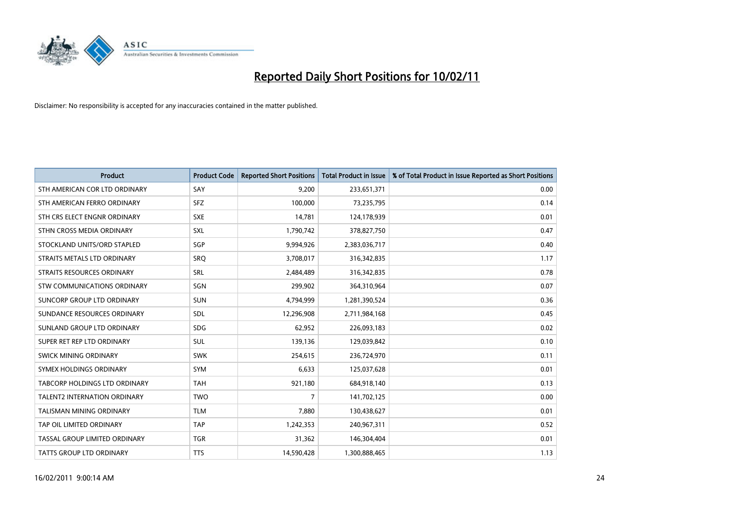# Reported Daily Short Positions for 10/02/11

Disclaimer: No responsibility is accepted for any inaccuracies contained in the matter published.

| Product | Product Code | Reported Short Positions | Total Product in Issue | % of Total Product in Issue Reported as Short Positions |
|---|---|---|---|---|
| STH AMERICAN COR LTD ORDINARY | SAY | 9,200 | 233,651,371 | 0.00 |
| STH AMERICAN FERRO ORDINARY | SFZ | 100,000 | 73,235,795 | 0.14 |
| STH CRS ELECT ENGNR ORDINARY | SXE | 14,781 | 124,178,939 | 0.01 |
| STHN CROSS MEDIA ORDINARY | SXL | 1,790,742 | 378,827,750 | 0.47 |
| STOCKLAND UNITS/ORD STAPLED | SGP | 9,994,926 | 2,383,036,717 | 0.40 |
| STRAITS METALS LTD ORDINARY | SRQ | 3,708,017 | 316,342,835 | 1.17 |
| STRAITS RESOURCES ORDINARY | SRL | 2,484,489 | 316,342,835 | 0.78 |
| STW COMMUNICATIONS ORDINARY | SGN | 299,902 | 364,310,964 | 0.07 |
| SUNCORP GROUP LTD ORDINARY | SUN | 4,794,999 | 1,281,390,524 | 0.36 |
| SUNDANCE RESOURCES ORDINARY | SDL | 12,296,908 | 2,711,984,168 | 0.45 |
| SUNLAND GROUP LTD ORDINARY | SDG | 62,952 | 226,093,183 | 0.02 |
| SUPER RET REP LTD ORDINARY | SUL | 139,136 | 129,039,842 | 0.10 |
| SWICK MINING ORDINARY | SWK | 254,615 | 236,724,970 | 0.11 |
| SYMEX HOLDINGS ORDINARY | SYM | 6,633 | 125,037,628 | 0.01 |
| TABCORP HOLDINGS LTD ORDINARY | TAH | 921,180 | 684,918,140 | 0.13 |
| TALENT2 INTERNATION ORDINARY | TWO | 7 | 141,702,125 | 0.00 |
| TALISMAN MINING ORDINARY | TLM | 7,880 | 130,438,627 | 0.01 |
| TAP OIL LIMITED ORDINARY | TAP | 1,242,353 | 240,967,311 | 0.52 |
| TASSAL GROUP LIMITED ORDINARY | TGR | 31,362 | 146,304,404 | 0.01 |
| TATTS GROUP LTD ORDINARY | TTS | 14,590,428 | 1,300,888,465 | 1.13 |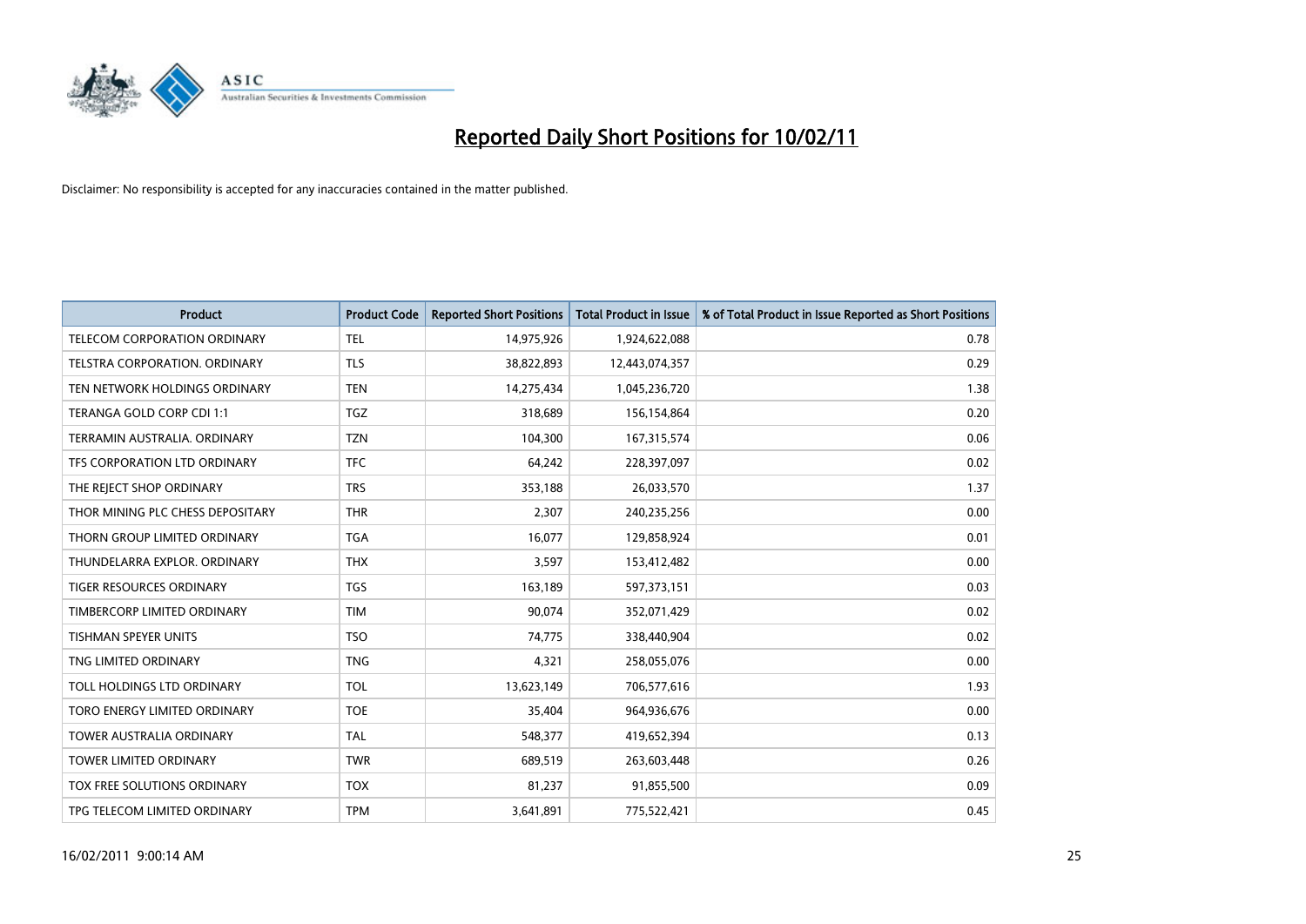# Reported Daily Short Positions for 10/02/11

Disclaimer: No responsibility is accepted for any inaccuracies contained in the matter published.

| Product | Product Code | Reported Short Positions | Total Product in Issue | % of Total Product in Issue Reported as Short Positions |
|---|---|---|---|---|
| TELECOM CORPORATION ORDINARY | TEL | 14,975,926 | 1,924,622,088 | 0.78 |
| TELSTRA CORPORATION. ORDINARY | TLS | 38,822,893 | 12,443,074,357 | 0.29 |
| TEN NETWORK HOLDINGS ORDINARY | TEN | 14,275,434 | 1,045,236,720 | 1.38 |
| TERANGA GOLD CORP CDI 1:1 | TGZ | 318,689 | 156,154,864 | 0.20 |
| TERRAMIN AUSTRALIA. ORDINARY | TZN | 104,300 | 167,315,574 | 0.06 |
| TFS CORPORATION LTD ORDINARY | TFC | 64,242 | 228,397,097 | 0.02 |
| THE REJECT SHOP ORDINARY | TRS | 353,188 | 26,033,570 | 1.37 |
| THOR MINING PLC CHESS DEPOSITARY | THR | 2,307 | 240,235,256 | 0.00 |
| THORN GROUP LIMITED ORDINARY | TGA | 16,077 | 129,858,924 | 0.01 |
| THUNDELARRA EXPLOR. ORDINARY | THX | 3,597 | 153,412,482 | 0.00 |
| TIGER RESOURCES ORDINARY | TGS | 163,189 | 597,373,151 | 0.03 |
| TIMBERCORP LIMITED ORDINARY | TIM | 90,074 | 352,071,429 | 0.02 |
| TISHMAN SPEYER UNITS | TSO | 74,775 | 338,440,904 | 0.02 |
| TNG LIMITED ORDINARY | TNG | 4,321 | 258,055,076 | 0.00 |
| TOLL HOLDINGS LTD ORDINARY | TOL | 13,623,149 | 706,577,616 | 1.93 |
| TORO ENERGY LIMITED ORDINARY | TOE | 35,404 | 964,936,676 | 0.00 |
| TOWER AUSTRALIA ORDINARY | TAL | 548,377 | 419,652,394 | 0.13 |
| TOWER LIMITED ORDINARY | TWR | 689,519 | 263,603,448 | 0.26 |
| TOX FREE SOLUTIONS ORDINARY | TOX | 81,237 | 91,855,500 | 0.09 |
| TPG TELECOM LIMITED ORDINARY | TPM | 3,641,891 | 775,522,421 | 0.45 |

16/02/2011 9:00:14 AM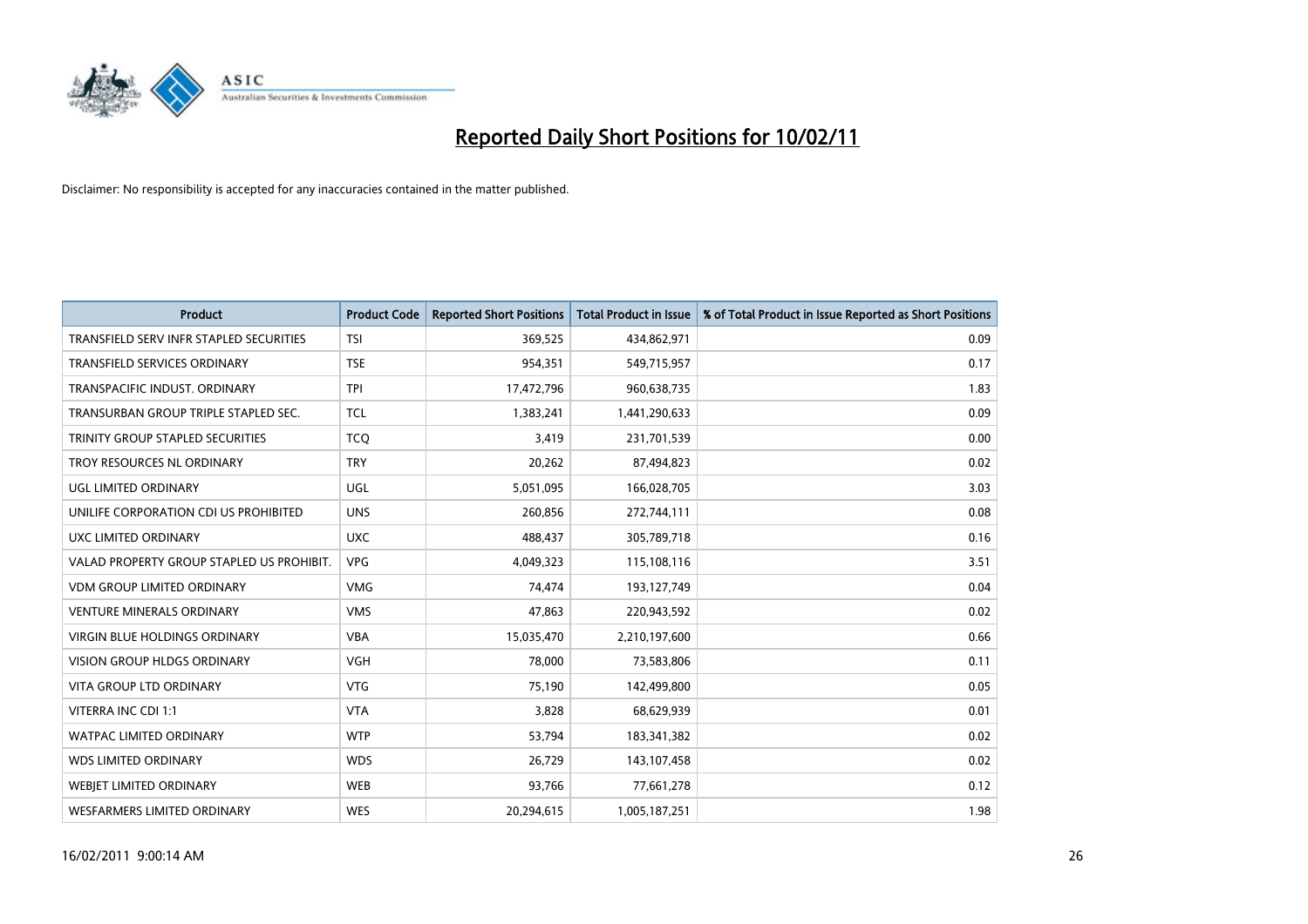# Reported Daily Short Positions for 10/02/11

Disclaimer: No responsibility is accepted for any inaccuracies contained in the matter published.

| Product | Product Code | Reported Short Positions | Total Product in Issue | % of Total Product in Issue Reported as Short Positions |
|---|---|---|---|---|
| TRANSFIELD SERV INFR STAPLED SECURITIES | TSI | 369,525 | 434,862,971 | 0.09 |
| TRANSFIELD SERVICES ORDINARY | TSE | 954,351 | 549,715,957 | 0.17 |
| TRANSPACIFIC INDUST. ORDINARY | TPI | 17,472,796 | 960,638,735 | 1.83 |
| TRANSURBAN GROUP TRIPLE STAPLED SEC. | TCL | 1,383,241 | 1,441,290,633 | 0.09 |
| TRINITY GROUP STAPLED SECURITIES | TCQ | 3,419 | 231,701,539 | 0.00 |
| TROY RESOURCES NL ORDINARY | TRY | 20,262 | 87,494,823 | 0.02 |
| UGL LIMITED ORDINARY | UGL | 5,051,095 | 166,028,705 | 3.03 |
| UNILIFE CORPORATION CDI US PROHIBITED | UNS | 260,856 | 272,744,111 | 0.08 |
| UXC LIMITED ORDINARY | UXC | 488,437 | 305,789,718 | 0.16 |
| VALAD PROPERTY GROUP STAPLED US PROHIBIT. | VPG | 4,049,323 | 115,108,116 | 3.51 |
| VDM GROUP LIMITED ORDINARY | VMG | 74,474 | 193,127,749 | 0.04 |
| VENTURE MINERALS ORDINARY | VMS | 47,863 | 220,943,592 | 0.02 |
| VIRGIN BLUE HOLDINGS ORDINARY | VBA | 15,035,470 | 2,210,197,600 | 0.66 |
| VISION GROUP HLDGS ORDINARY | VGH | 78,000 | 73,583,806 | 0.11 |
| VITA GROUP LTD ORDINARY | VTG | 75,190 | 142,499,800 | 0.05 |
| VITERRA INC CDI 1:1 | VTA | 3,828 | 68,629,939 | 0.01 |
| WATPAC LIMITED ORDINARY | WTP | 53,794 | 183,341,382 | 0.02 |
| WDS LIMITED ORDINARY | WDS | 26,729 | 143,107,458 | 0.02 |
| WEBJET LIMITED ORDINARY | WEB | 93,766 | 77,661,278 | 0.12 |
| WESFARMERS LIMITED ORDINARY | WES | 20,294,615 | 1,005,187,251 | 1.98 |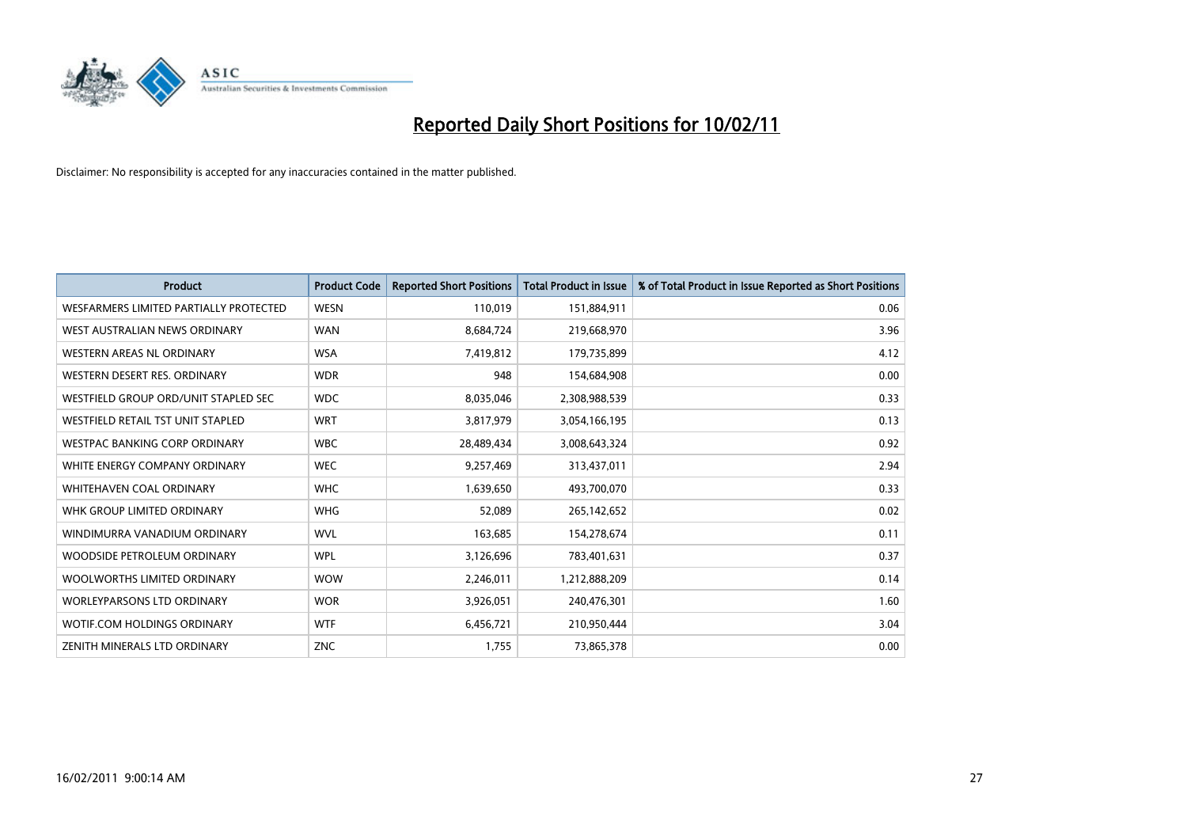# Reported Daily Short Positions for 10/02/11

Disclaimer: No responsibility is accepted for any inaccuracies contained in the matter published.

| Product | Product Code | Reported Short Positions | Total Product in Issue | % of Total Product in Issue Reported as Short Positions |
|---|---|---|---|---|
| WESFARMERS LIMITED PARTIALLY PROTECTED | WESN | 110,019 | 151,884,911 | 0.06 |
| WEST AUSTRALIAN NEWS ORDINARY | WAN | 8,684,724 | 219,668,970 | 3.96 |
| WESTERN AREAS NL ORDINARY | WSA | 7,419,812 | 179,735,899 | 4.12 |
| WESTERN DESERT RES. ORDINARY | WDR | 948 | 154,684,908 | 0.00 |
| WESTFIELD GROUP ORD/UNIT STAPLED SEC | WDC | 8,035,046 | 2,308,988,539 | 0.33 |
| WESTFIELD RETAIL TST UNIT STAPLED | WRT | 3,817,979 | 3,054,166,195 | 0.13 |
| WESTPAC BANKING CORP ORDINARY | WBC | 28,489,434 | 3,008,643,324 | 0.92 |
| WHITE ENERGY COMPANY ORDINARY | WEC | 9,257,469 | 313,437,011 | 2.94 |
| WHITEHAVEN COAL ORDINARY | WHC | 1,639,650 | 493,700,070 | 0.33 |
| WHK GROUP LIMITED ORDINARY | WHG | 52,089 | 265,142,652 | 0.02 |
| WINDIMURRA VANADIUM ORDINARY | WVL | 163,685 | 154,278,674 | 0.11 |
| WOODSIDE PETROLEUM ORDINARY | WPL | 3,126,696 | 783,401,631 | 0.37 |
| WOOLWORTHS LIMITED ORDINARY | WOW | 2,246,011 | 1,212,888,209 | 0.14 |
| WORLEYPARSONS LTD ORDINARY | WOR | 3,926,051 | 240,476,301 | 1.60 |
| WOTIF.COM HOLDINGS ORDINARY | WTF | 6,456,721 | 210,950,444 | 3.04 |
| ZENITH MINERALS LTD ORDINARY | ZNC | 1,755 | 73,865,378 | 0.00 |

16/02/2011 9:00:14 AM